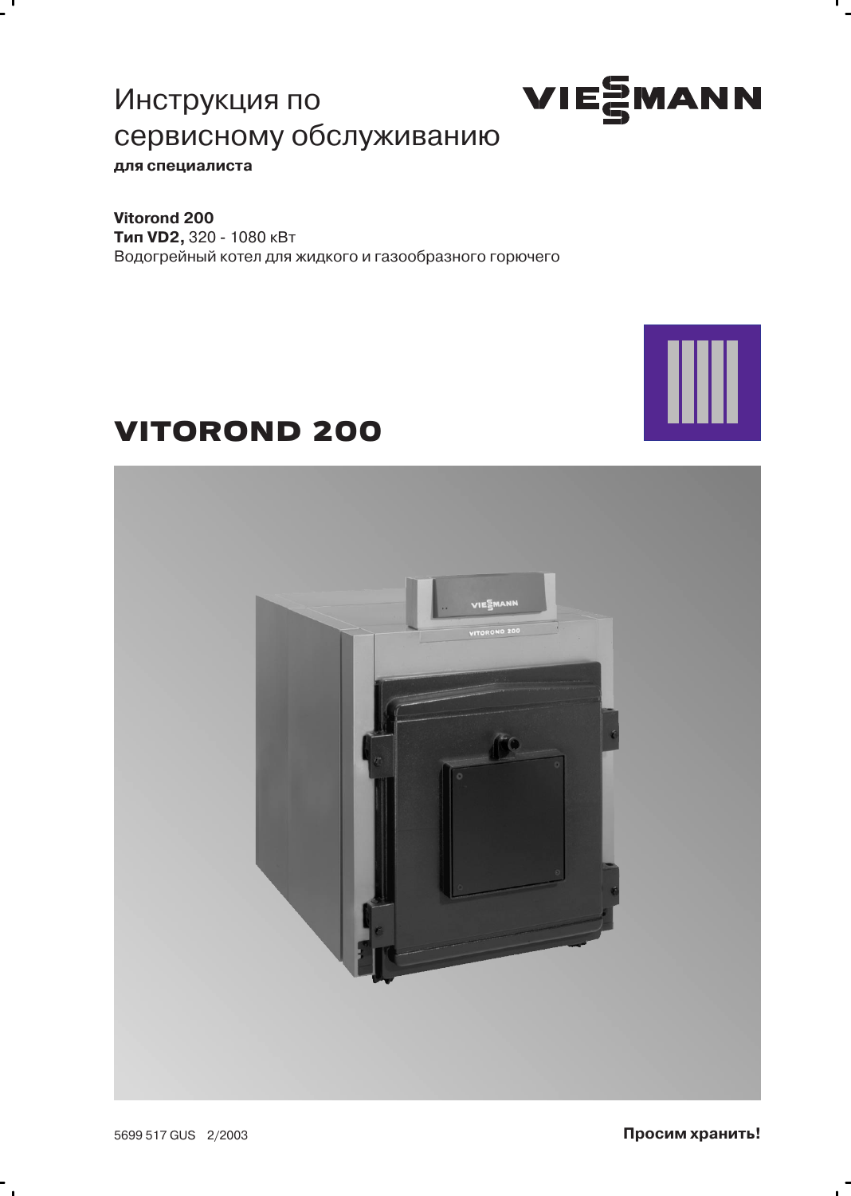# Инструкция по сервисному обслуживанию

**для специалиста**

VIESMANN

**Vitorond 200**
**Тип VD2,** 320 - 1080 кВт
Водогрейный котел для жидкого и газообразного горючего

# VITOROND 200

5699 517 GUS 2/2003

**Просим хранить!**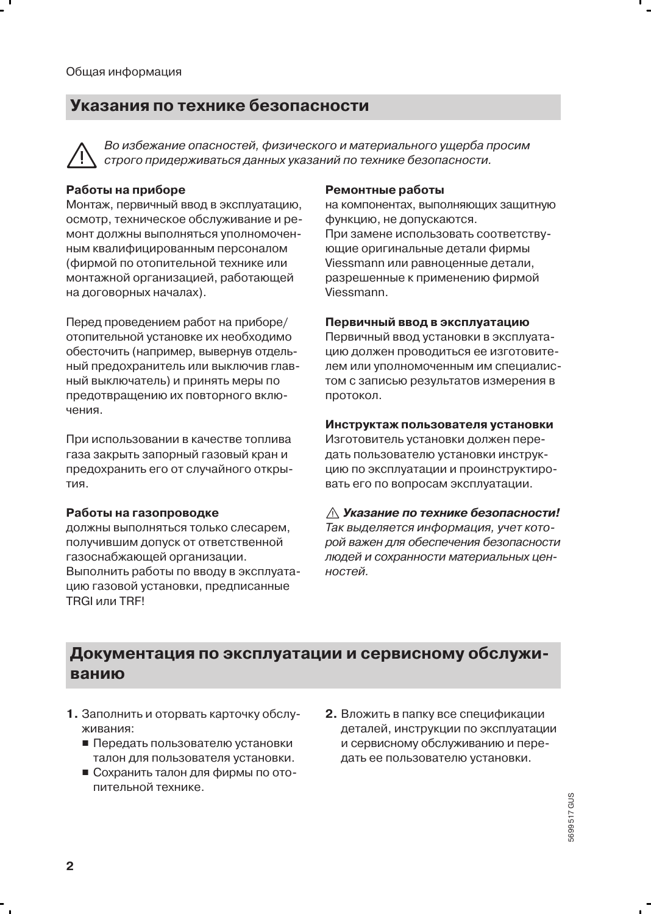Общая информация

## Указания по технике безопасности

⚠ *Во избежание опасностей, физического и материального ущерба просим строго придерживаться данных указаний по технике безопасности.*

**Работы на приборе**
Монтаж, первичный ввод в эксплуатацию, осмотр, техническое обслуживание и ремонт должны выполняться уполномоченным квалифицированным персоналом (фирмой по отопительной технике или монтажной организацией, работающей на договорных началах).

Перед проведением работ на приборе/ отопительной установке их необходимо обесточить (например, вывернув отдельный предохранитель или выключив главный выключатель) и принять меры по предотвращению их повторного включения.

При использовании в качестве топлива газа закрыть запорный газовый кран и предохранить его от случайного открытия.

**Работы на газопроводке**
должны выполняться только слесарем, получившим допуск от ответственной газоснабжающей организации. Выполнить работы по вводу в эксплуатацию газовой установки, предписанные TRGI или TRF!

**Ремонтные работы**
на компонентах, выполняющих защитную функцию, не допускаются.
При замене использовать соответствующие оригинальные детали фирмы Viessmann или равноценные детали, разрешенные к применению фирмой Viessmann.

**Первичный ввод в эксплуатацию**
Первичный ввод установки в эксплуатацию должен проводиться ее изготовителем или уполномоченным им специалистом с записью результатов измерения в протокол.

**Инструктаж пользователя установки**
Изготовитель установки должен передать пользователю установки инструкцию по эксплуатации и проинструктировать его по вопросам эксплуатации.

⚠ ***Указание по технике безопасности!***
*Так выделяется информация, учет которой важен для обеспечения безопасности людей и сохранности материальных ценностей.*

## Документация по эксплуатации и сервисному обслуживанию

1. Заполнить и оторвать карточку обслуживания:
   - Передать пользователю установки талон для пользователя установки.
   - Сохранить талон для фирмы по отопительной технике.
2. Вложить в папку все спецификации деталей, инструкции по эксплуатации и сервисному обслуживанию и передать ее пользователю установки.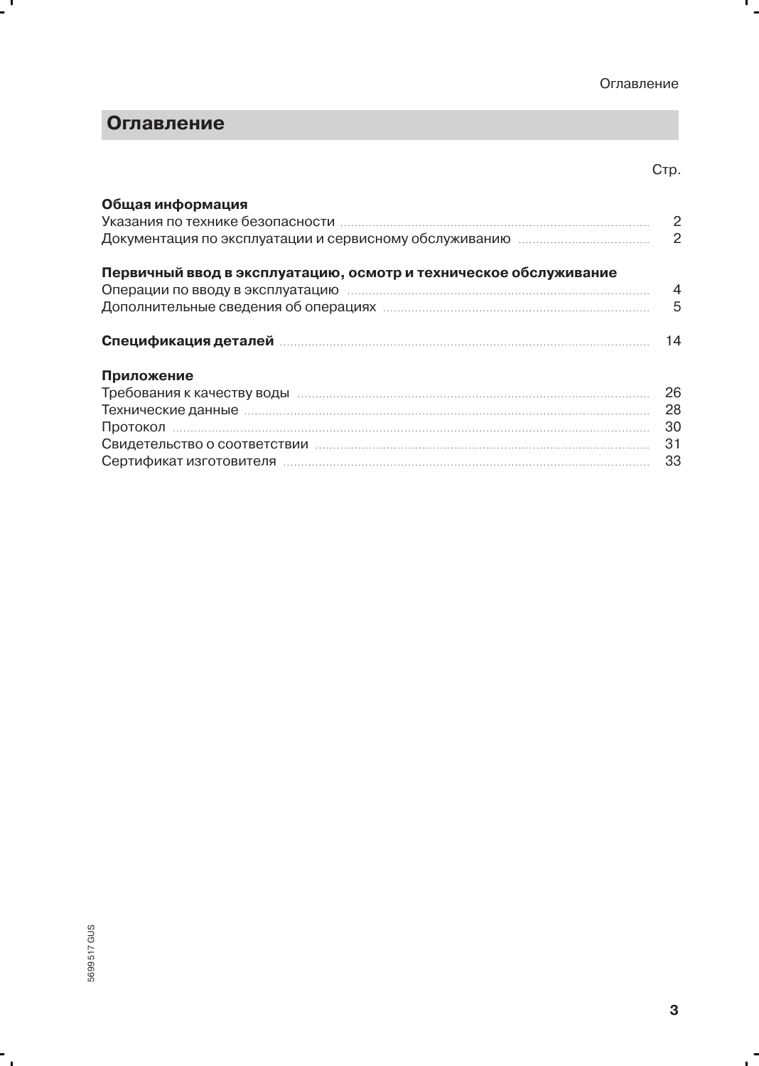# Оглавление

| | Стр. |
|---|---|
| **Общая информация** | |
| Указания по технике безопасности | 2 |
| Документация по эксплуатации и сервисному обслуживанию | 2 |
| **Первичный ввод в эксплуатацию, осмотр и техническое обслуживание** | |
| Операции по вводу в эксплуатацию | 4 |
| Дополнительные сведения об операциях | 5 |
| **Спецификация деталей** | 14 |
| **Приложение** | |
| Требования к качеству воды | 26 |
| Технические данные | 28 |
| Протокол | 30 |
| Свидетельство о соответствии | 31 |
| Сертификат изготовителя | 33 |

5699 517 GUS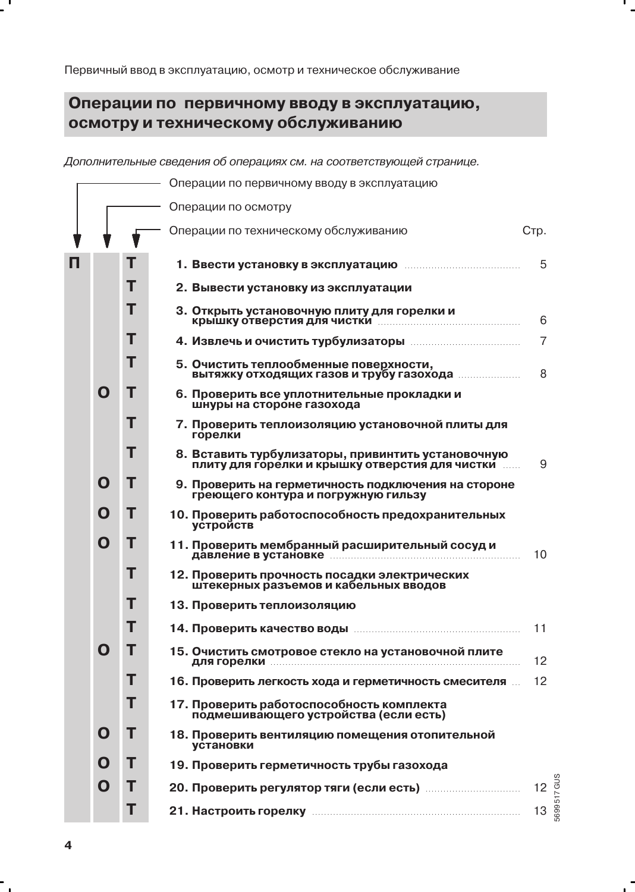## Операции по первичному вводу в эксплуатацию, осмотру и техническому обслуживанию

*Дополнительные сведения об операциях см. на соответствующей странице.*

П — Операции по первичному вводу в эксплуатацию
О — Операции по осмотру
Т — Операции по техническому обслуживанию

| П | О | Т | Операция | Стр. |
|---|---|---|---|---|
| П | | Т | **1. Ввести установку в эксплуатацию** | 5 |
| | | Т | **2. Вывести установку из эксплуатации** | |
| | | Т | **3. Открыть установочную плиту для горелки и крышку отверстия для чистки** | 6 |
| | | Т | **4. Извлечь и очистить турбулизаторы** | 7 |
| | | Т | **5. Очистить теплообменные поверхности, вытяжку отходящих газов и трубу газохода** | 8 |
| | О | Т | **6. Проверить все уплотнительные прокладки и шнуры на стороне газохода** | |
| | | Т | **7. Проверить теплоизоляцию установочной плиты для горелки** | |
| | | Т | **8. Вставить турбулизаторы, привинтить установочную плиту для горелки и крышку отверстия для чистки** | 9 |
| | О | Т | **9. Проверить на герметичность подключения на стороне греющего контура и погружную гильзу** | |
| | О | Т | **10. Проверить работоспособность предохранительных устройств** | |
| | О | Т | **11. Проверить мембранный расширительный сосуд и давление в установке** | 10 |
| | | Т | **12. Проверить прочность посадки электрических штекерных разъемов и кабельных вводов** | |
| | | Т | **13. Проверить теплоизоляцию** | |
| | | Т | **14. Проверить качество воды** | 11 |
| | О | Т | **15. Очистить смотровое стекло на установочной плите для горелки** | 12 |
| | | Т | **16. Проверить легкость хода и герметичность смесителя** | 12 |
| | | Т | **17. Проверить работоспособность комплекта подмешивающего устройства (если есть)** | |
| | О | Т | **18. Проверить вентиляцию помещения отопительной установки** | |
| | О | Т | **19. Проверить герметичность трубы газохода** | |
| | О | Т | **20. Проверить регулятор тяги (если есть)** | 12 |
| | | Т | **21. Настроить горелку** | 13 |

5699 517 GUS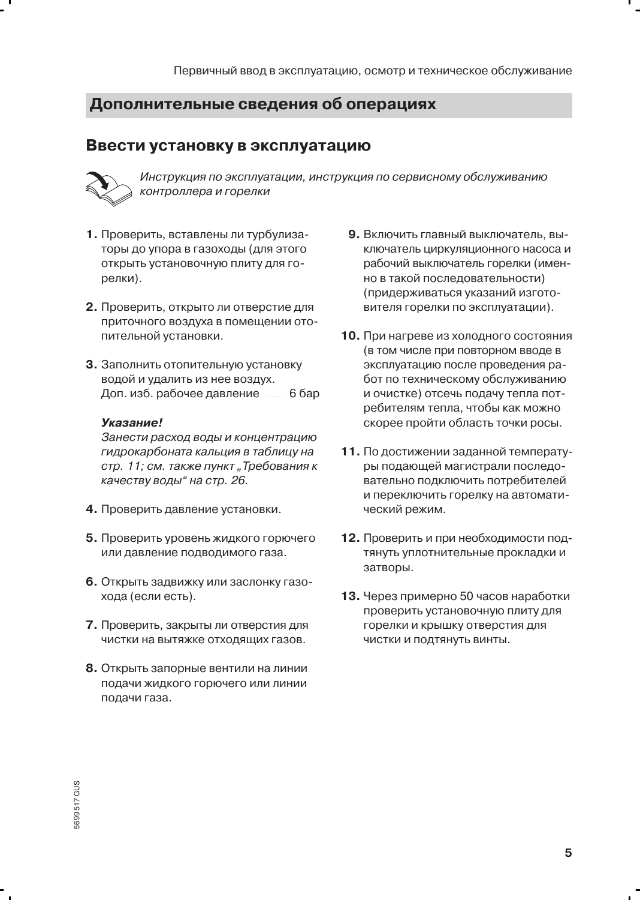## Дополнительные сведения об операциях

### Ввести установку в эксплуатацию

*Инструкция по эксплуатации, инструкция по сервисному обслуживанию контроллера и горелки*

1. Проверить, вставлены ли турбулизаторы до упора в газоходы (для этого открыть установочную плиту для горелки).

2. Проверить, открыто ли отверстие для приточного воздуха в помещении отопительной установки.

3. Заполнить отопительную установку водой и удалить из нее воздух.
   Доп. изб. рабочее давление ...... 6 бар

   ***Указание!***
   *Занести расход воды и концентрацию гидрокарбоната кальция в таблицу на стр. 11; см. также пункт „Требования к качеству воды" на стр. 26.*

4. Проверить давление установки.

5. Проверить уровень жидкого горючего или давление подводимого газа.

6. Открыть задвижку или заслонку газохода (если есть).

7. Проверить, закрыты ли отверстия для чистки на вытяжке отходящих газов.

8. Открыть запорные вентили на линии подачи жидкого горючего или линии подачи газа.

9. Включить главный выключатель, выключатель циркуляционного насоса и рабочий выключатель горелки (именно в такой последовательности) (придерживаться указаний изготовителя горелки по эксплуатации).

10. При нагреве из холодного состояния (в том числе при повторном вводе в эксплуатацию после проведения работ по техническому обслуживанию и очистке) отсечь подачу тепла потребителям тепла, чтобы как можно скорее пройти область точки росы.

11. По достижении заданной температуры подающей магистрали последовательно подключить потребителей и переключить горелку на автоматический режим.

12. Проверить и при необходимости подтянуть уплотнительные прокладки и затворы.

13. Через примерно 50 часов наработки проверить установочную плиту для горелки и крышку отверстия для чистки и подтянуть винты.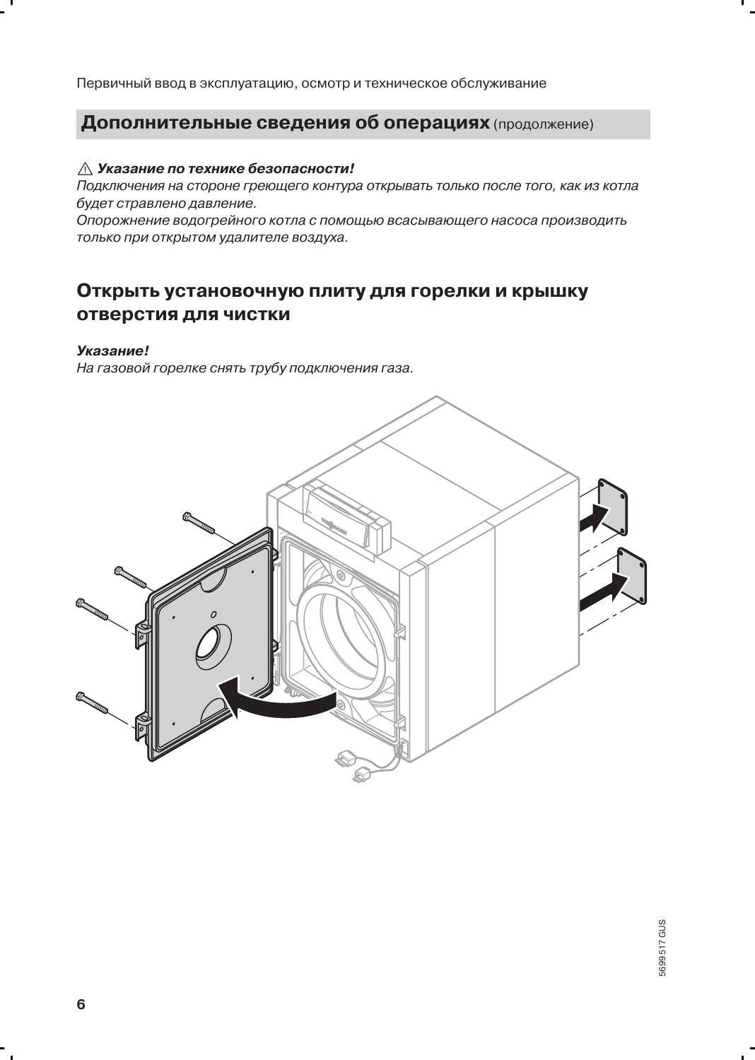## Дополнительные сведения об операциях (продолжение)

⚠ ***Указание по технике безопасности!***

*Подключения на стороне греющего контура открывать только после того, как из котла будет стравлено давление.*

*Опорожнение водогрейного котла с помощью всасывающего насоса производить только при открытом удалителе воздуха.*

## Открыть установочную плиту для горелки и крышку отверстия для чистки

***Указание!***

*На газовой горелке снять трубу подключения газа.*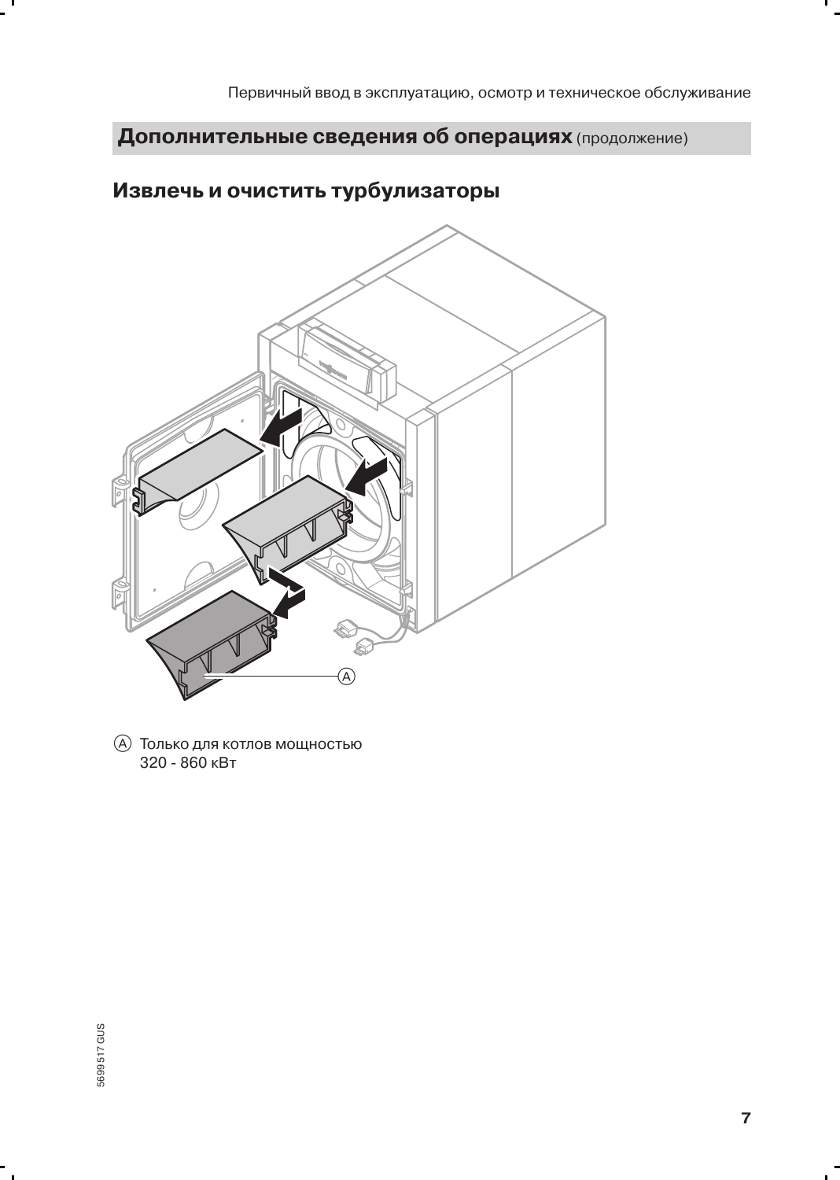## Дополнительные сведения об операциях (продолжение)

### Извлечь и очистить турбулизаторы

Ⓐ Только для котлов мощностью 320 - 860 кВт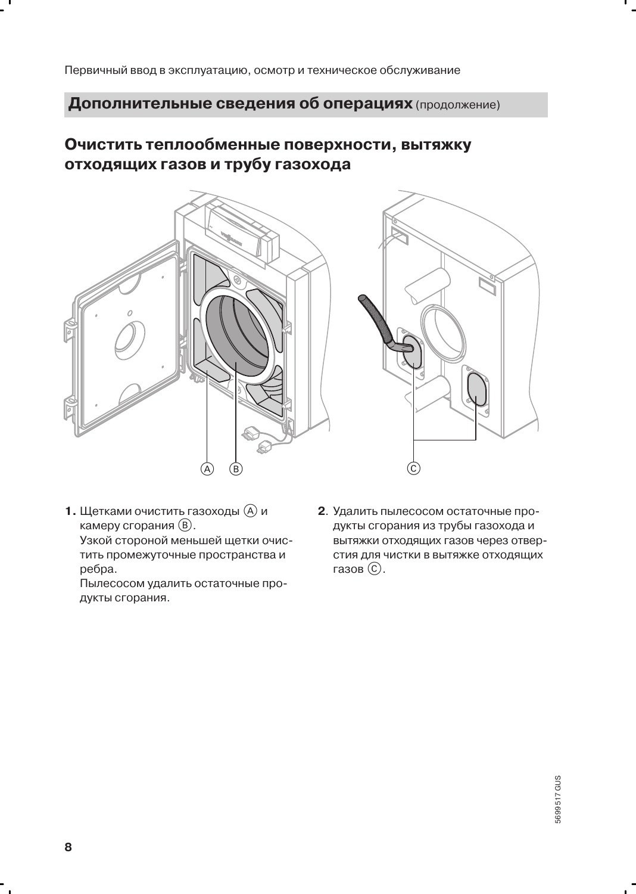## Дополнительные сведения об операциях (продолжение)

### Очистить теплообменные поверхности, вытяжку отходящих газов и трубу газохода

1. Щетками очистить газоходы Ⓐ и камеру сгорания Ⓑ.
   Узкой стороной меньшей щетки очистить промежуточные пространства и ребра.
   Пылесосом удалить остаточные продукты сгорания.

2. Удалить пылесосом остаточные продукты сгорания из трубы газохода и вытяжки отходящих газов через отверстия для чистки в вытяжке отходящих газов Ⓒ.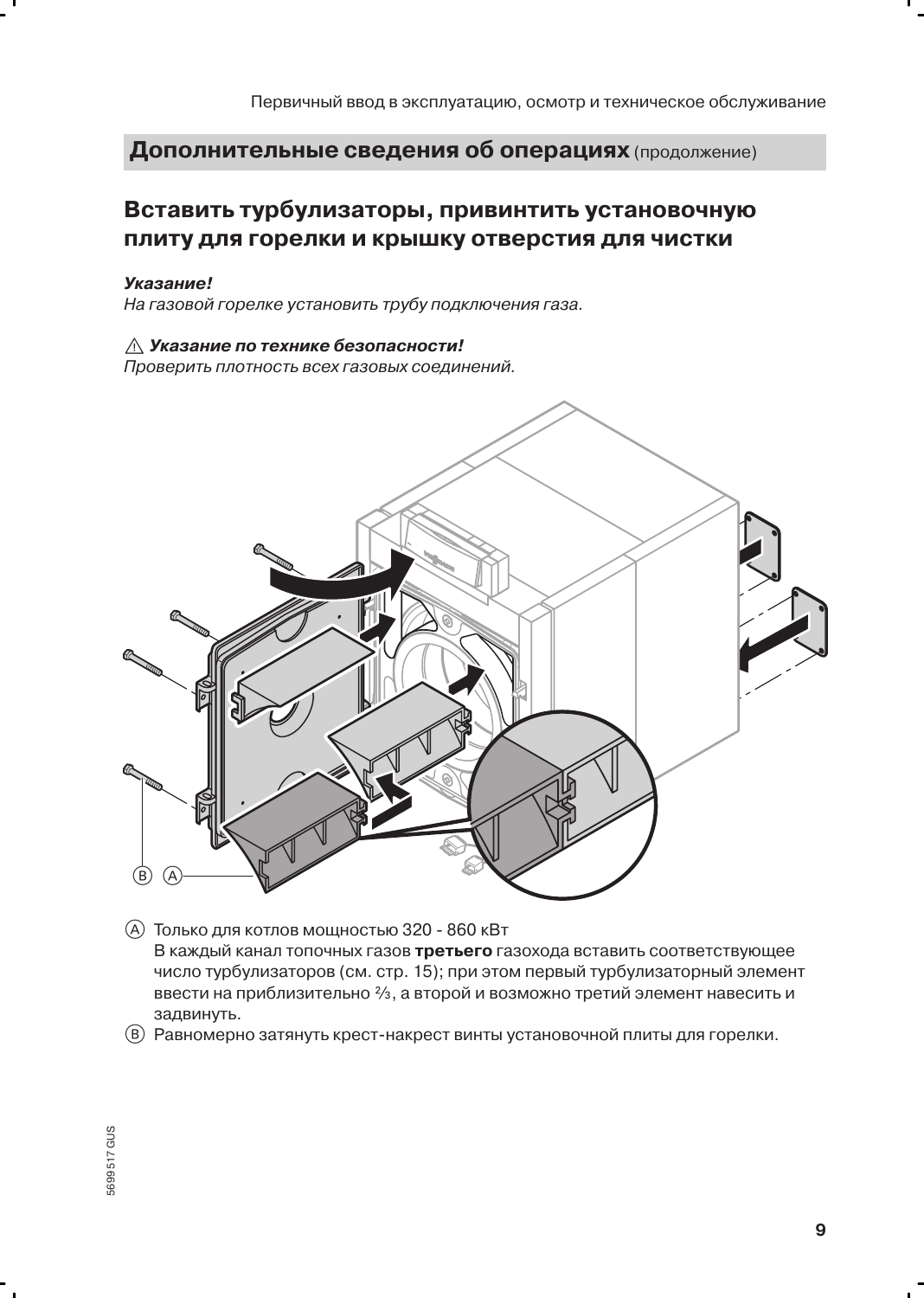## Дополнительные сведения об операциях (продолжение)

### Вставить турбулизаторы, привинтить установочную плиту для горелки и крышку отверстия для чистки

***Указание!***
*На газовой горелке установить трубу подключения газа.*

⚠ ***Указание по технике безопасности!***
*Проверить плотность всех газовых соединений.*

(A) Только для котлов мощностью 320 - 860 кВт
В каждый канал топочных газов **третьего** газохода вставить соответствующее число турбулизаторов (см. стр. 15); при этом первый турбулизаторный элемент ввести на приблизительно ⅔, а второй и возможно третий элемент навесить и задвинуть.

(B) Равномерно затянуть крест-накрест винты установочной плиты для горелки.

5699 517 GUS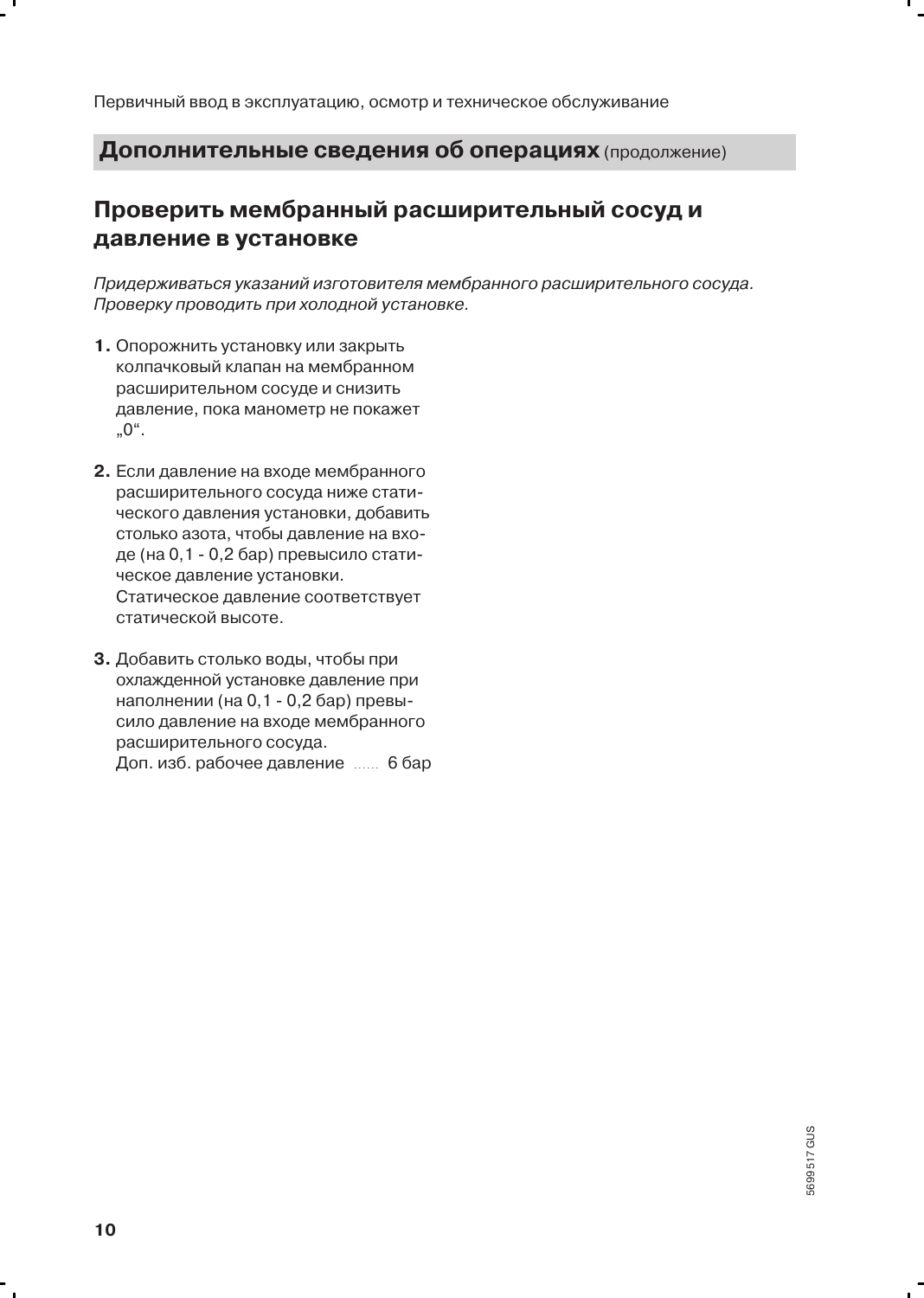## Дополнительные сведения об операциях (продолжение)

### Проверить мембранный расширительный сосуд и давление в установке

*Придерживаться указаний изготовителя мембранного расширительного сосуда. Проверку проводить при холодной установке.*

1. Опорожнить установку или закрыть колпачковый клапан на мембранном расширительном сосуде и снизить давление, пока манометр не покажет „0“.

2. Если давление на входе мембранного расширительного сосуда ниже статического давления установки, добавить столько азота, чтобы давление на входе (на 0,1 - 0,2 бар) превысило статическое давление установки.
   Статическое давление соответствует статической высоте.

3. Добавить столько воды, чтобы при охлажденной установке давление при наполнении (на 0,1 - 0,2 бар) превысило давление на входе мембранного расширительного сосуда.
   Доп. изб. рабочее давление ...... 6 бар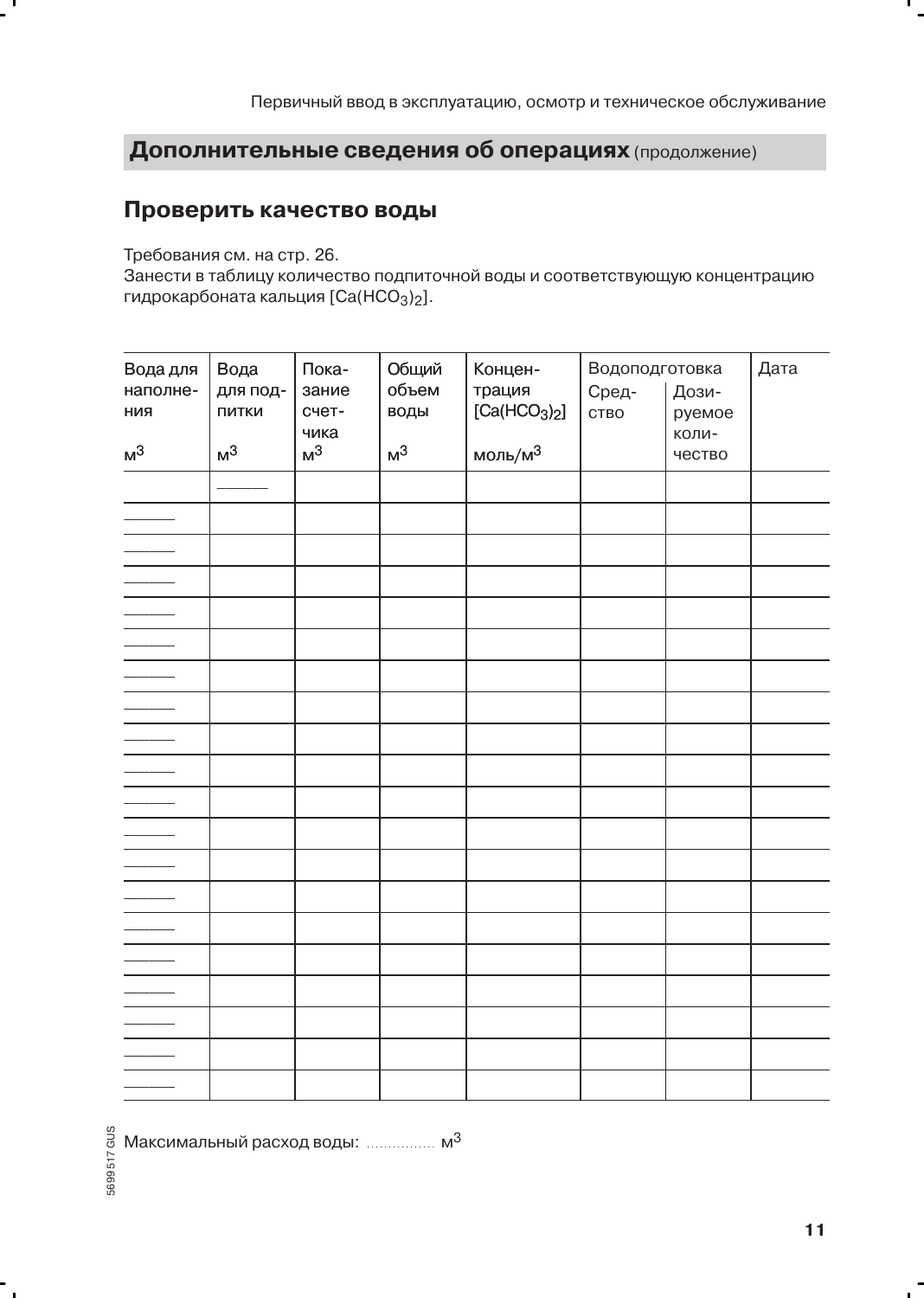## Дополнительные сведения об операциях (продолжение)

### Проверить качество воды

Требования см. на стр. 26.
Занести в таблицу количество подпиточной воды и соответствующую концентрацию гидрокарбоната кальция [$Ca(HCO_3)_2$].

| Вода для наполнения м$^3$ | Вода для подпитки м$^3$ | Показание счетчика м$^3$ | Общий объем воды м$^3$ | Концентрация [$Ca(HCO_3)_2$] моль/м$^3$ | Водоподготовка | | Дата |
|---|---|---|---|---|---|---|---|
| | | | | | Средство | Дозируемое количество | |
| | ——— | | | | | | |
| ——— | | | | | | | |
| ——— | | | | | | | |
| ——— | | | | | | | |
| ——— | | | | | | | |
| ——— | | | | | | | |
| ——— | | | | | | | |
| ——— | | | | | | | |
| ——— | | | | | | | |
| ——— | | | | | | | |
| ——— | | | | | | | |
| ——— | | | | | | | |
| ——— | | | | | | | |
| ——— | | | | | | | |
| ——— | | | | | | | |
| ——— | | | | | | | |
| ——— | | | | | | | |
| ——— | | | | | | | |
| ——— | | | | | | | |
| ——— | | | | | | | |

Максимальный расход воды: ............... м$^3$

5699 517 GUS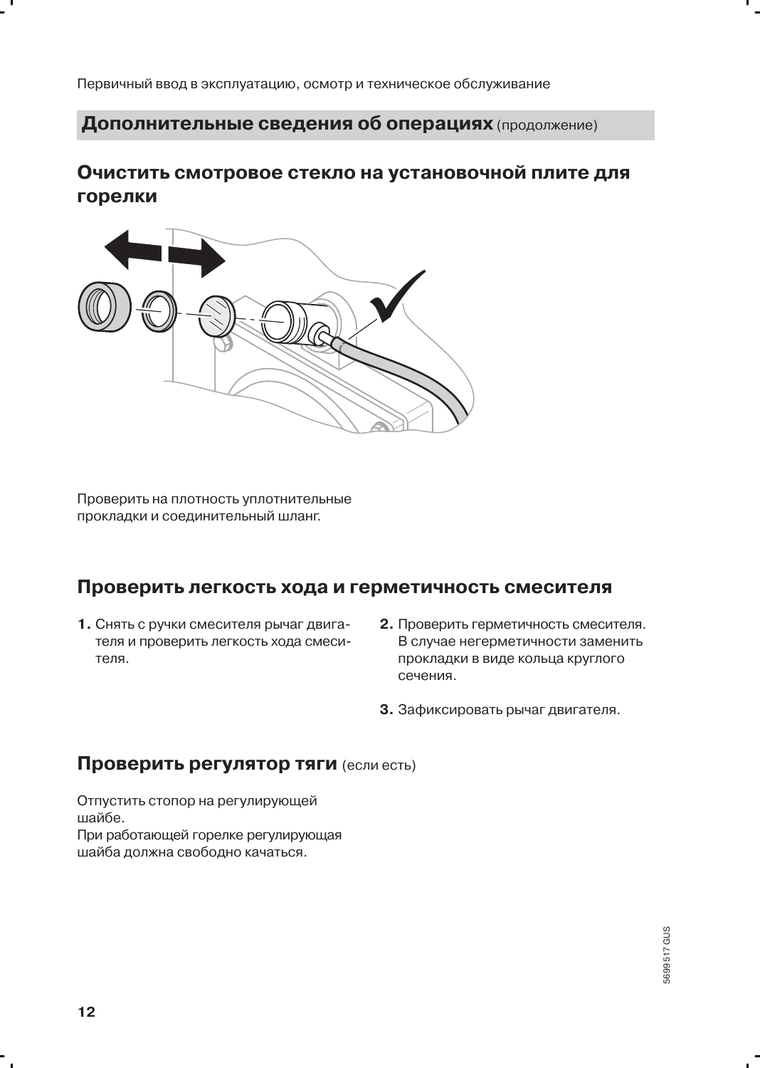## Дополнительные сведения об операциях (продолжение)

### Очистить смотровое стекло на установочной плите для горелки

Проверить на плотность уплотнительные прокладки и соединительный шланг.

### Проверить легкость хода и герметичность смесителя

1. Снять с ручки смесителя рычаг двигателя и проверить легкость хода смесителя.
2. Проверить герметичность смесителя. В случае негерметичности заменить прокладки в виде кольца круглого сечения.
3. Зафиксировать рычаг двигателя.

### Проверить регулятор тяги (если есть)

Отпустить стопор на регулирующей шайбе.
При работающей горелке регулирующая шайба должна свободно качаться.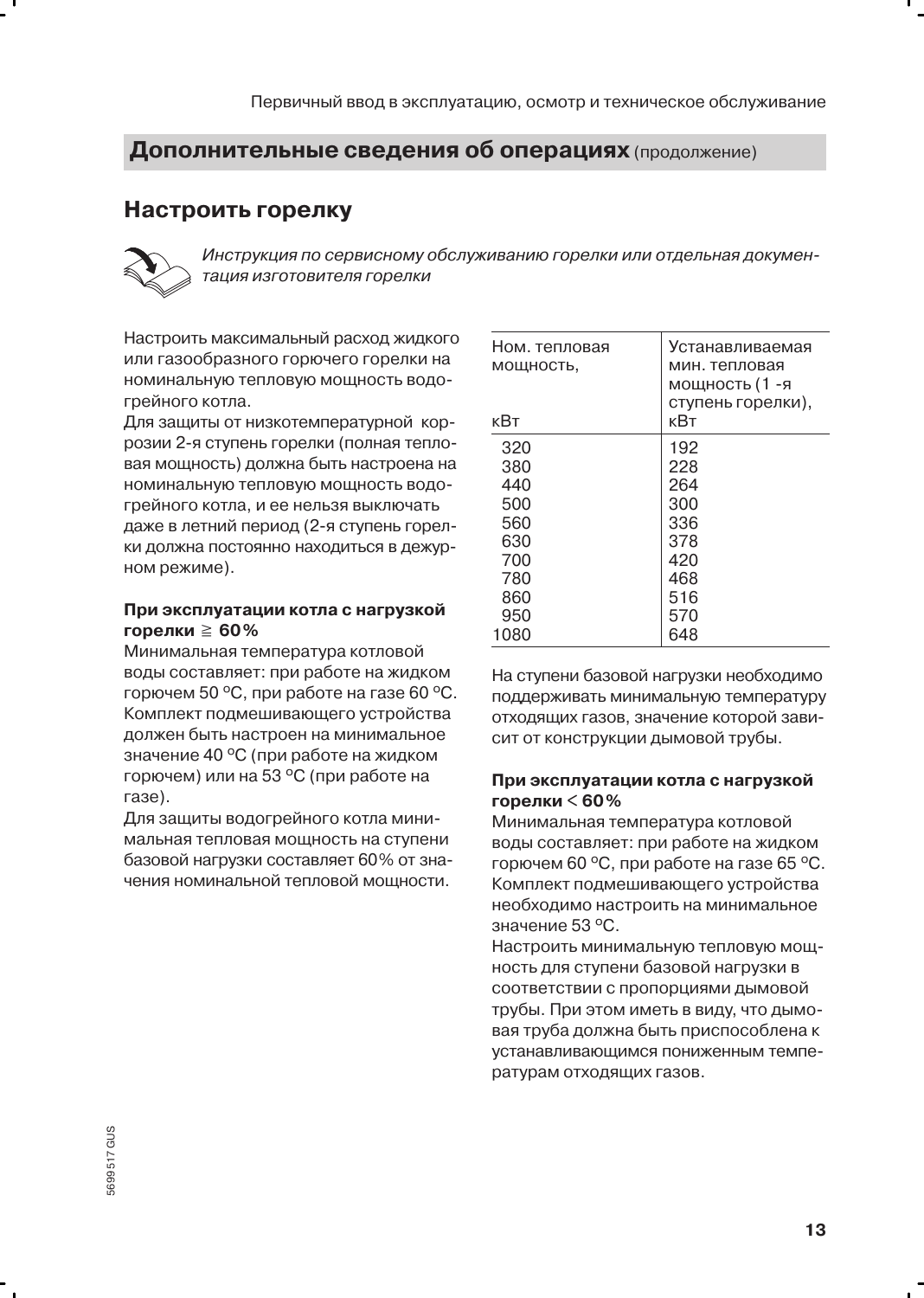## Дополнительные сведения об операциях (продолжение)

### Настроить горелку

*Инструкция по сервисному обслуживанию горелки или отдельная документация изготовителя горелки*

Настроить максимальный расход жидкого или газообразного горючего горелки на номинальную тепловую мощность водогрейного котла.

Для защиты от низкотемпературной коррозии 2-я ступень горелки (полная тепловая мощность) должна быть настроена на номинальную тепловую мощность водогрейного котла, и ее нельзя выключать даже в летний период (2-я ступень горелки должна постоянно находиться в дежурном режиме).

**При эксплуатации котла с нагрузкой горелки ≧ 60%**

Минимальная температура котловой воды составляет: при работе на жидком горючем 50 ºC, при работе на газе 60 ºC. Комплект подмешивающего устройства должен быть настроен на минимальное значение 40 ºC (при работе на жидком горючем) или на 53 ºC (при работе на газе).

Для защиты водогрейного котла минимальная тепловая мощность на ступени базовой нагрузки составляет 60% от значения номинальной тепловой мощности.

| Ном. тепловая мощность, кВт | Устанавливаемая мин. тепловая мощность (1 -я ступень горелки), кВт |
|---|---|
| 320 | 192 |
| 380 | 228 |
| 440 | 264 |
| 500 | 300 |
| 560 | 336 |
| 630 | 378 |
| 700 | 420 |
| 780 | 468 |
| 860 | 516 |
| 950 | 570 |
| 1080 | 648 |

На ступени базовой нагрузки необходимо поддерживать минимальную температуру отходящих газов, значение которой зависит от конструкции дымовой трубы.

**При эксплуатации котла с нагрузкой горелки < 60%**

Минимальная температура котловой воды составляет: при работе на жидком горючем 60 ºC, при работе на газе 65 ºC. Комплект подмешивающего устройства необходимо настроить на минимальное значение 53 ºC.

Настроить минимальную тепловую мощность для ступени базовой нагрузки в соответствии с пропорциями дымовой трубы. При этом иметь в виду, что дымовая труба должна быть приспособлена к устанавливающимся пониженным температурам отходящих газов.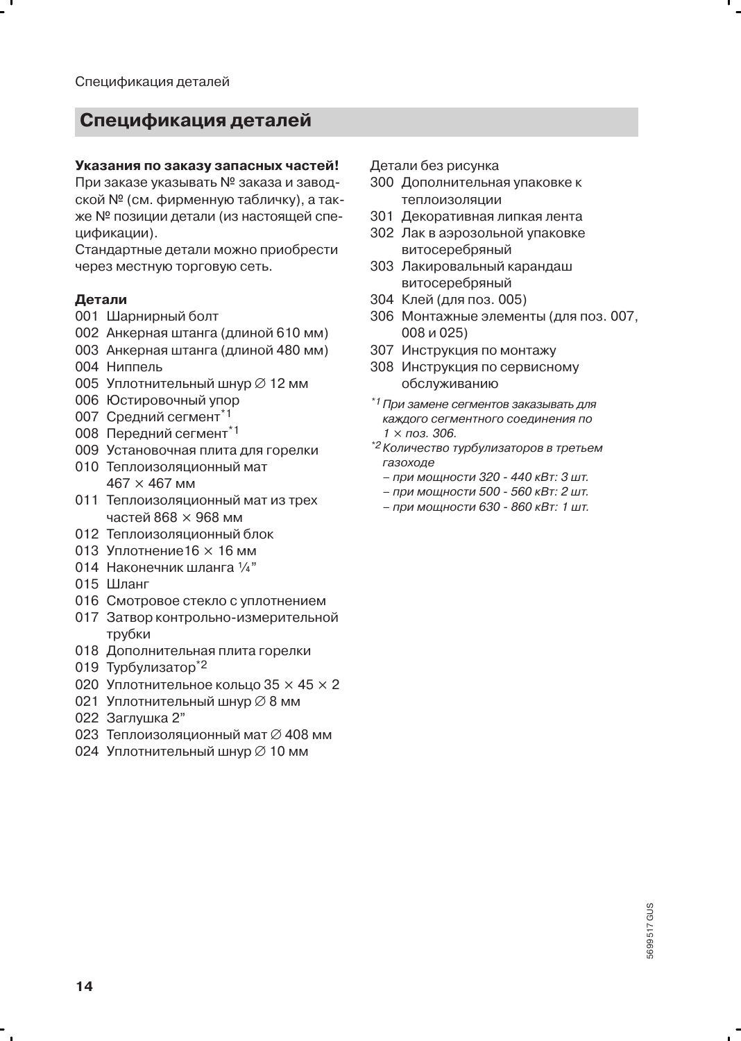## Спецификация деталей

**Указания по заказу запасных частей!**
При заказе указывать № заказа и заводской № (см. фирменную табличку), а также № позиции детали (из настоящей спецификации).
Стандартные детали можно приобрести через местную торговую сеть.

**Детали**

001 Шарнирный болт
002 Анкерная штанга (длиной 610 мм)
003 Анкерная штанга (длиной 480 мм)
004 Ниппель
005 Уплотнительный шнур ∅ 12 мм
006 Юстировочный упор
007 Средний сегмент[*1]
008 Передний сегмент[*1]
009 Установочная плита для горелки
010 Теплоизоляционный мат 467 × 467 мм
011 Теплоизоляционный мат из трех частей 868 × 968 мм
012 Теплоизоляционный блок
013 Уплотнение16 × 16 мм
014 Наконечник шланга ¼"
015 Шланг
016 Смотровое стекло с уплотнением
017 Затвор контрольно-измерительной трубки
018 Дополнительная плита горелки
019 Турбулизатор[*2]
020 Уплотнительное кольцо 35 × 45 × 2
021 Уплотнительный шнур ∅ 8 мм
022 Заглушка 2"
023 Теплоизоляционный мат ∅ 408 мм
024 Уплотнительный шнур ∅ 10 мм

Детали без рисунка

300 Дополнительная упаковке к теплоизоляции
301 Декоративная липкая лента
302 Лак в аэрозольной упаковке витосеребряный
303 Лакировальный карандаш витосеребряный
304 Клей (для поз. 005)
306 Монтажные элементы (для поз. 007, 008 и 025)
307 Инструкция по монтажу
308 Инструкция по сервисному обслуживанию

*[*1] При замене сегментов заказывать для каждого сегментного соединения по 1 × поз. 306.*

*[*2] Количество турбулизаторов в третьем газоходе*
- *при мощности 320 - 440 кВт: 3 шт.*
- *при мощности 500 - 560 кВт: 2 шт.*
- *при мощности 630 - 860 кВт: 1 шт.*

5699 517 GUS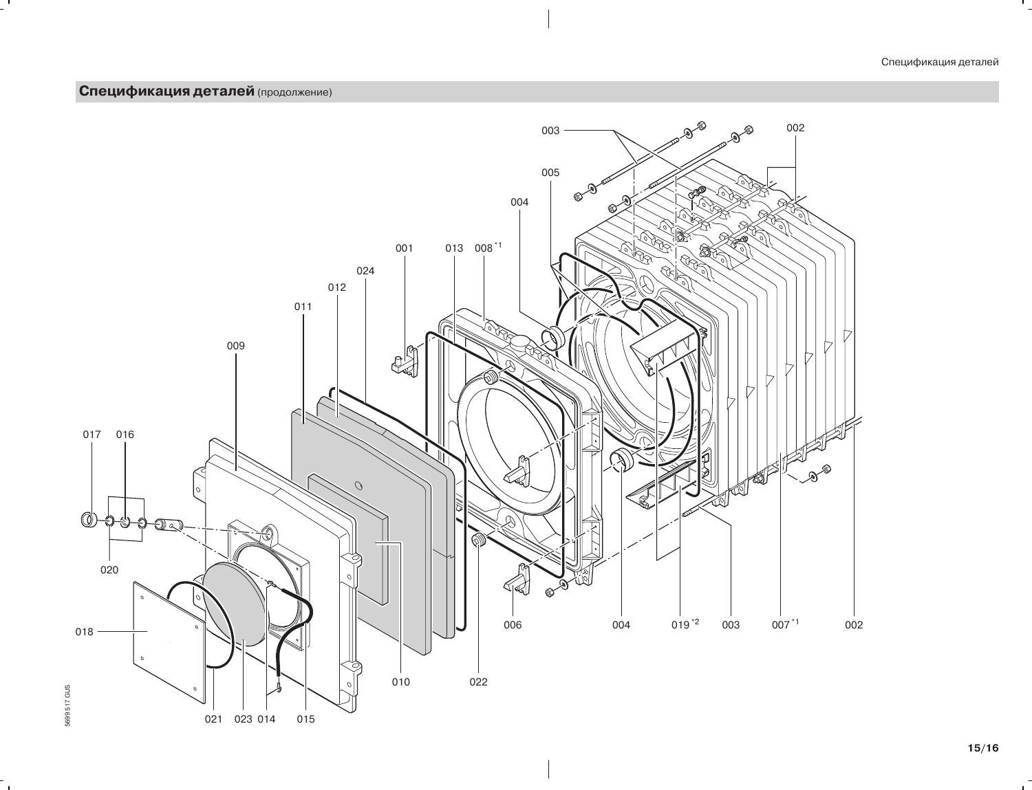## Спецификация деталей (продолжение)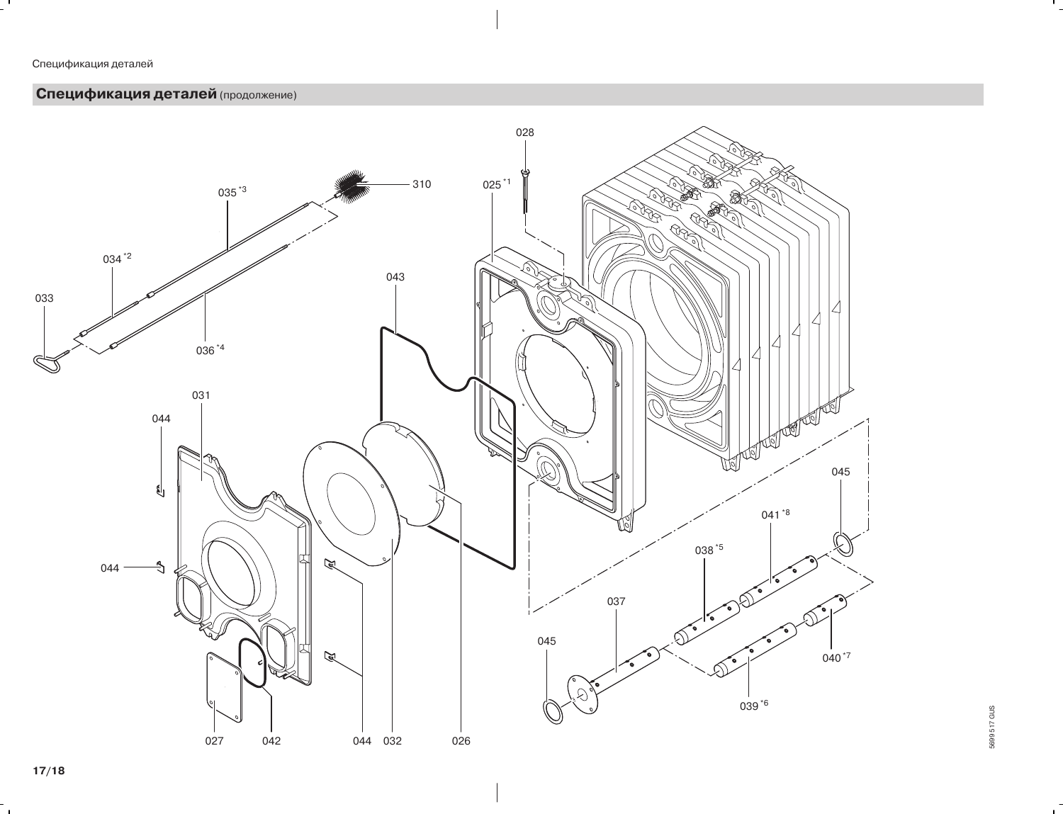## **Спецификация деталей** (продолжение)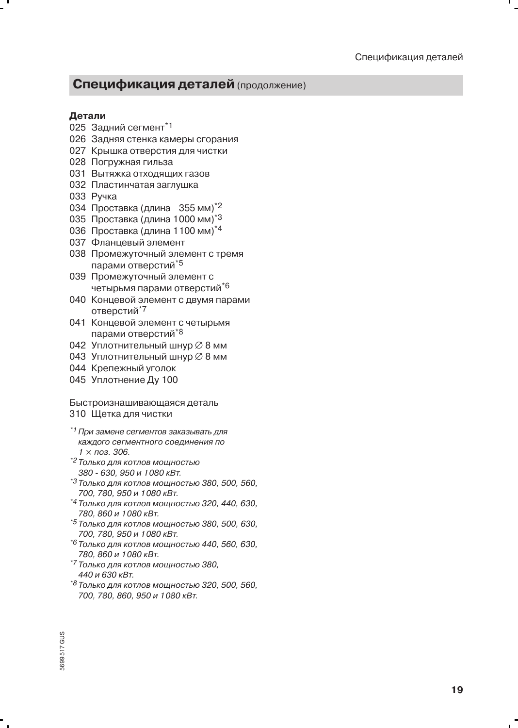## **Спецификация деталей** (продолжение)

**Детали**

025 Задний сегмент[*1]
026 Задняя стенка камеры сгорания
027 Крышка отверстия для чистки
028 Погружная гильза
031 Вытяжка отходящих газов
032 Пластинчатая заглушка
033 Ручка
034 Проставка (длина 355 мм)[*2]
035 Проставка (длина 1000 мм)[*3]
036 Проставка (длина 1100 мм)[*4]
037 Фланцевый элемент
038 Промежуточный элемент с тремя парами отверстий[*5]
039 Промежуточный элемент с четырьмя парами отверстий[*6]
040 Концевой элемент с двумя парами отверстий[*7]
041 Концевой элемент с четырьмя парами отверстий[*8]
042 Уплотнительный шнур ∅ 8 мм
043 Уплотнительный шнур ∅ 8 мм
044 Крепежный уголок
045 Уплотнение Ду 100

Быстроизнашивающаяся деталь
310 Щетка для чистки

*[*1] При замене сегментов заказывать для каждого сегментного соединения по 1 × поз. 306.*
*[*2] Только для котлов мощностью 380 - 630, 950 и 1080 кВт.*
*[*3] Только для котлов мощностью 380, 500, 560, 700, 780, 950 и 1080 кВт.*
*[*4] Только для котлов мощностью 320, 440, 630, 780, 860 и 1080 кВт.*
*[*5] Только для котлов мощностью 380, 500, 630, 700, 780, 950 и 1080 кВт.*
*[*6] Только для котлов мощностью 440, 560, 630, 780, 860 и 1080 кВт.*
*[*7] Только для котлов мощностью 380, 440 и 630 кВт.*
*[*8] Только для котлов мощностью 320, 500, 560, 700, 780, 860, 950 и 1080 кВт.*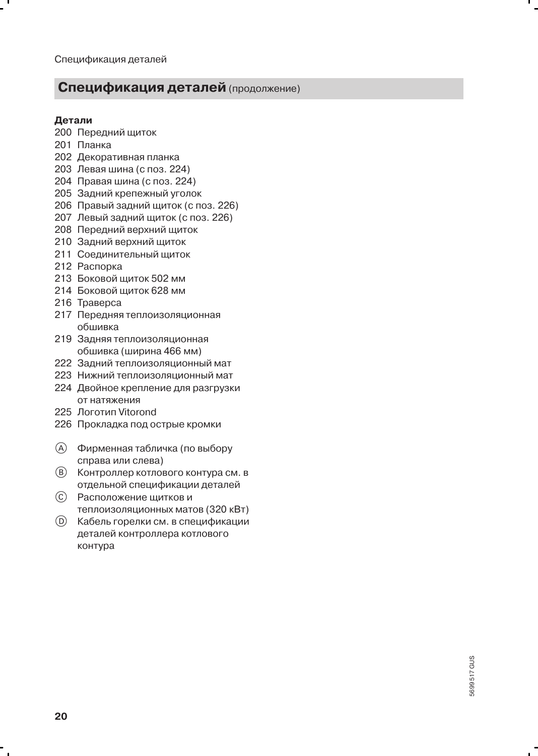## **Спецификация деталей** (продолжение)

**Детали**

200 Передний щиток
201 Планка
202 Декоративная планка
203 Левая шина (с поз. 224)
204 Правая шина (с поз. 224)
205 Задний крепежный уголок
206 Правый задний щиток (с поз. 226)
207 Левый задний щиток (с поз. 226)
208 Передний верхний щиток
210 Задний верхний щиток
211 Соединительный щиток
212 Распорка
213 Боковой щиток 502 мм
214 Боковой щиток 628 мм
216 Траверса
217 Передняя теплоизоляционная обшивка
219 Задняя теплоизоляционная обшивка (ширина 466 мм)
222 Задний теплоизоляционный мат
223 Нижний теплоизоляционный мат
224 Двойное крепление для разгрузки от натяжения
225 Логотип Vitorond
226 Прокладка под острые кромки

Ⓐ Фирменная табличка (по выбору справа или слева)
Ⓑ Контроллер котлового контура см. в отдельной спецификации деталей
Ⓒ Расположение щитков и теплоизоляционных матов (320 кВт)
Ⓓ Кабель горелки см. в спецификации деталей контроллера котлового контура

5699 517 GUS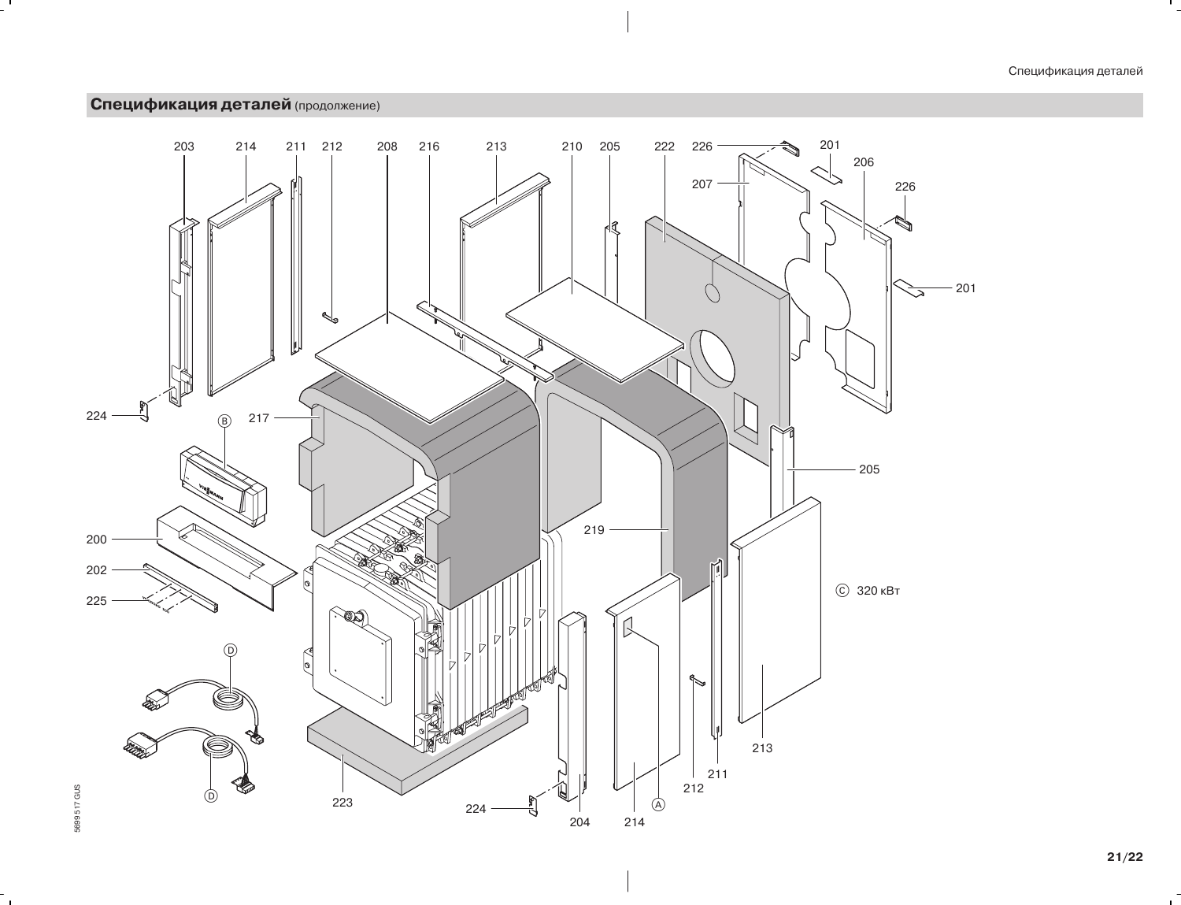## Спецификация деталей (продолжение)

203 214 211 212 208 216 213 210 205 222 226 201 206 207 226 201

224 217 Ⓑ 205

200 219

202 Ⓒ 320 кВт

225

Ⓓ

Ⓓ 223 224 204 214 Ⓐ 212 211 213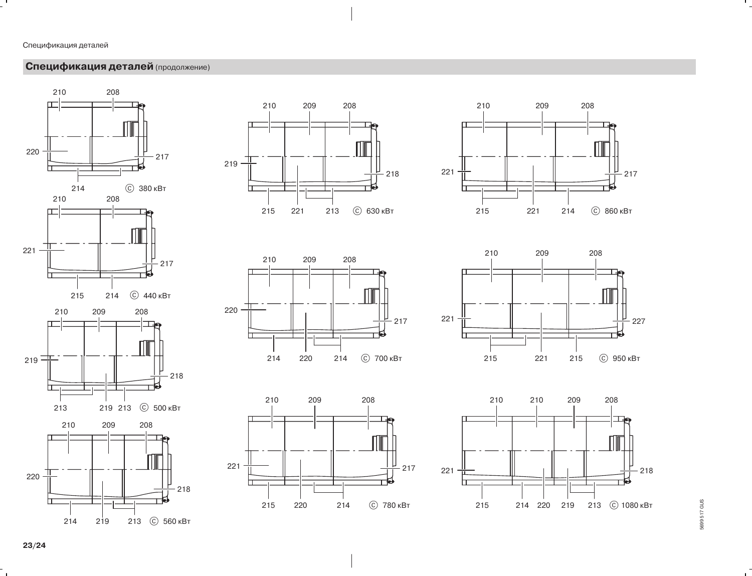## Спецификация деталей (продолжение)

210 208

220 217

214 Ⓒ 380 кВт

210 208

221 217

215 214 Ⓒ 440 кВт

210 209 208

219 218

213 219 213 Ⓒ 500 кВт

210 209 208

220 218

214 219 213 Ⓒ 560 кВт

210 209 208

219 218

215 221 213 Ⓒ 630 кВт

210 209 208

220 217

214 220 214 Ⓒ 700 кВт

210 209 208

221 217

215 220 214 Ⓒ 780 кВт

210 209 208

221 217

215 221 214 Ⓒ 860 кВт

210 209 208

221 227

215 221 215 Ⓒ 950 кВт

210 210 209 208

221 218

215 214 220 219 213 Ⓒ 1080 кВт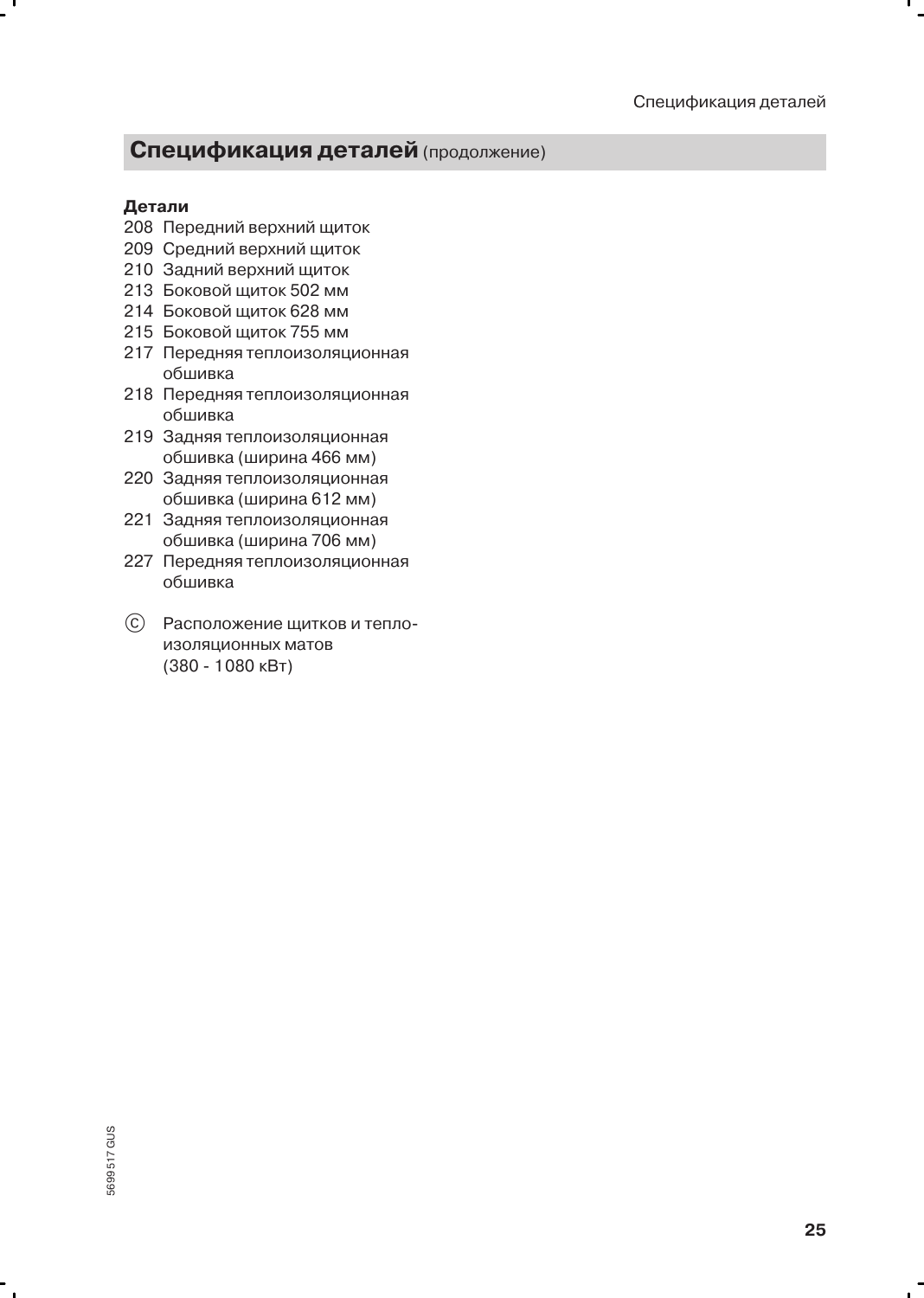## Спецификация деталей (продолжение)

**Детали**

208 Передний верхний щиток
209 Средний верхний щиток
210 Задний верхний щиток
213 Боковой щиток 502 мм
214 Боковой щиток 628 мм
215 Боковой щиток 755 мм
217 Передняя теплоизоляционная обшивка
218 Передняя теплоизоляционная обшивка
219 Задняя теплоизоляционная обшивка (ширина 466 мм)
220 Задняя теплоизоляционная обшивка (ширина 612 мм)
221 Задняя теплоизоляционная обшивка (ширина 706 мм)
227 Передняя теплоизоляционная обшивка

Ⓒ Расположение щитков и теплоизоляционных матов (380 - 1080 кВт)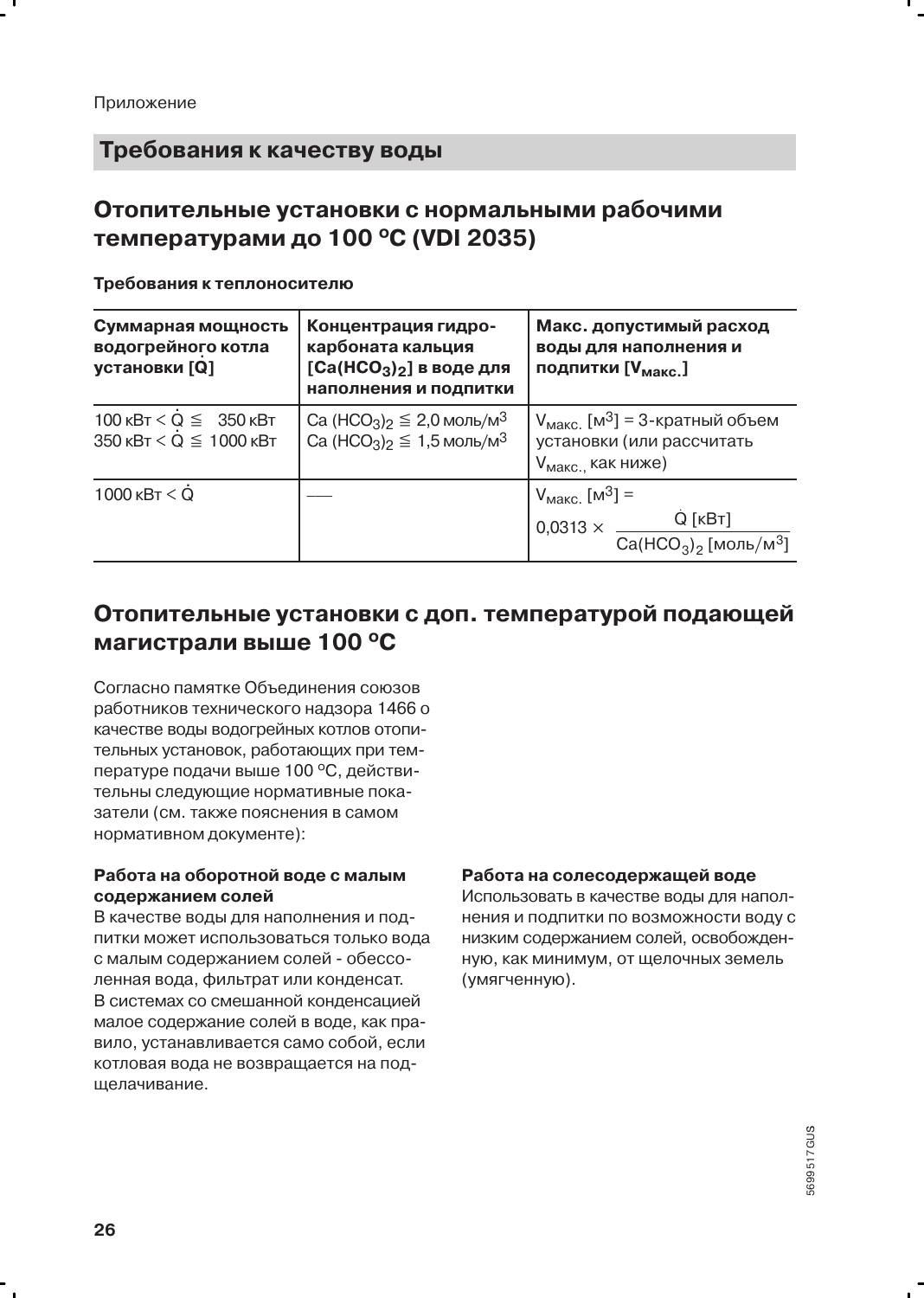## Требования к качеству воды

### Отопительные установки с нормальными рабочими температурами до 100 ºC (VDI 2035)

**Требования к теплоносителю**

| Суммарная мощность водогрейного котла установки [$\dot{Q}$] | Концентрация гидрокарбоната кальция [$Ca(HCO_3)_2$] в воде для наполнения и подпитки | Макс. допустимый расход воды для наполнения и подпитки [$V_{макс.}$] |
|---|---|---|
| 100 кВт < $\dot{Q}$ ≦ 350 кВт<br>350 кВт < $\dot{Q}$ ≦ 1000 кВт | $Ca(HCO_3)_2$ ≦ 2,0 моль/м$^3$<br>$Ca(HCO_3)_2$ ≦ 1,5 моль/м$^3$ | $V_{макс.}$ [м$^3$] = 3-кратный объем установки (или рассчитать $V_{макс.}$, как ниже) |
| 1000 кВт < $\dot{Q}$ | — | $V_{макс.}$ [м$^3$] = $0{,}0313 \times \dfrac{\dot{Q}\ [кВт]}{Ca(HCO_3)_2\ [моль/м^3]}$ |

### Отопительные установки с доп. температурой подающей магистрали выше 100 ºC

Согласно памятке Объединения союзов работников технического надзора 1466 о качестве воды водогрейных котлов отопительных установок, работающих при температуре подачи выше 100 ºC, действительны следующие нормативные показатели (см. также пояснения в самом нормативном документе):

**Работа на оборотной воде с малым содержанием солей**
В качестве воды для наполнения и подпитки может использоваться только вода с малым содержанием солей - обессоленная вода, фильтрат или конденсат.
В системах со смешанной конденсацией малое содержание солей в воде, как правило, устанавливается само собой, если котловая вода не возвращается на подщелачивание.

**Работа на солесодержащей воде**
Использовать в качестве воды для наполнения и подпитки по возможности воду с низким содержанием солей, освобожденную, как минимум, от щелочных земель (умягченную).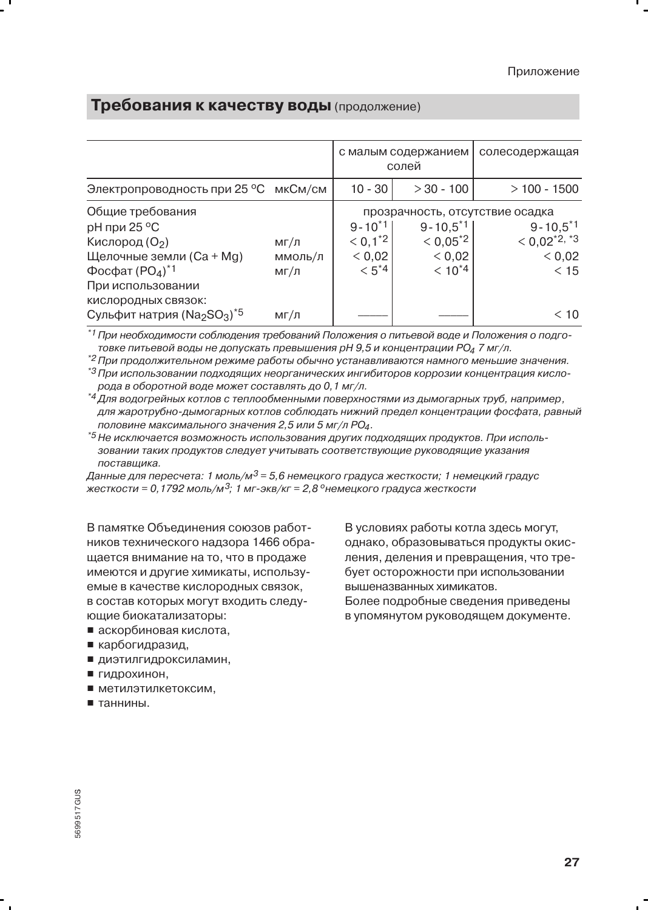## **Требования к качеству воды** (продолжение)

| | | с малым содержанием солей | | солесодержащая |
|---|---|---|---|---|
| Электропроводность при 25 °C | мкСм/см | 10 - 30 | > 30 - 100 | > 100 - 1500 |
| Общие требования | | прозрачность, отсутствие осадка | | |
| pH при 25 °C | | 9 - 10[*1] | 9 - 10,5[*1] | 9 - 10,5[*1] |
| Кислород ($O_2$) | мг/л | < 0,1[*2] | < 0,05[*2] | < 0,02[*2, *3] |
| Щелочные земли (Ca + Mg) | ммоль/л | < 0,02 | < 0,02 | < 0,02 |
| Фосфат ($PO_4$)[*1] | мг/л | < 5[*4] | < 10[*4] | < 15 |
| При использовании кислородных связок: | | | | |
| Сульфит натрия ($Na_2SO_3$)[*5] | мг/л | ——— | ——— | < 10 |

*[*1] При необходимости соблюдения требований Положения о питьевой воде и Положения о подготовке питьевой воды не допускать превышения pH 9,5 и концентрации $PO_4$ 7 мг/л.*
*[*2] При продолжительном режиме работы обычно устанавливаются намного меньшие значения.*
*[*3] При использовании подходящих неорганических ингибиторов коррозии концентрация кислорода в оборотной воде может составлять до 0,1 мг/л.*
*[*4] Для водогрейных котлов с теплообменными поверхностями из дымогарных труб, например, для жаротрубно-дымогарных котлов соблюдать нижний предел концентрации фосфата, равный половине максимального значения 2,5 или 5 мг/л $PO_4$.*
*[*5] Не исключается возможность использования других подходящих продуктов. При использовании таких продуктов следует учитывать соответствующие руководящие указания поставщика.*
*Данные для пересчета: 1 моль/м$^3$ = 5,6 немецкого градуса жесткости; 1 немецкий градус жесткости = 0,1792 моль/м$^3$; 1 мг-экв/кг = 2,8 °немецкого градуса жесткости*

В памятке Объединения союзов работников технического надзора 1466 обращается внимание на то, что в продаже имеются и другие химикаты, используемые в качестве кислородных связок, в состав которых могут входить следующие биокатализаторы:

- аскорбиновая кислота,
- карбогидразид,
- диэтилгидроксиламин,
- гидрохинон,
- метилэтилкетоксим,
- таннины.

В условиях работы котла здесь могут, однако, образовываться продукты окисления, деления и превращения, что требует осторожности при использовании вышеназванных химикатов.
Более подробные сведения приведены в упомянутом руководящем документе.

5699 517 GUS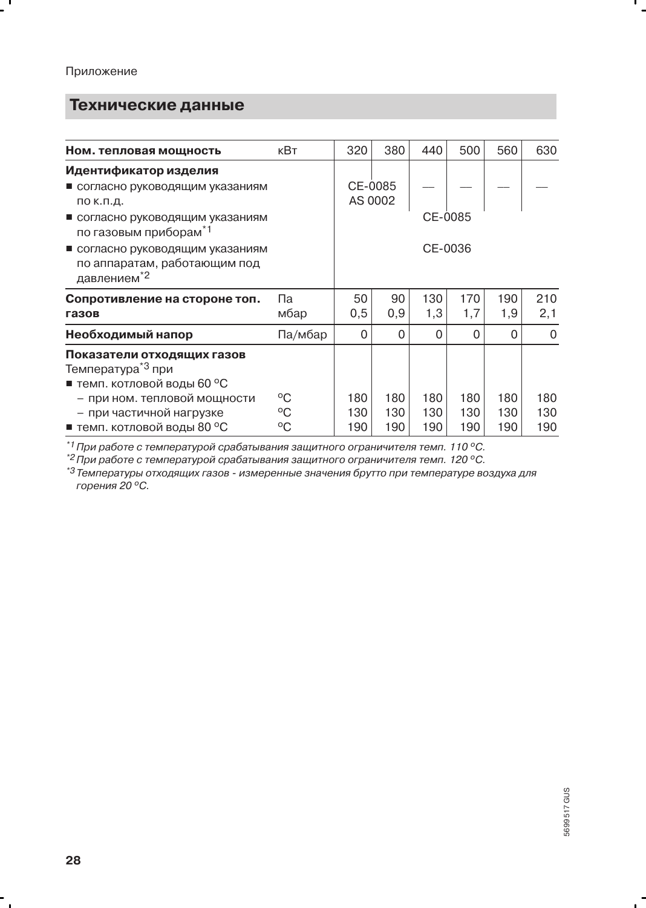Приложение

## Технические данные

| Ном. тепловая мощность | кВт | 320 | 380 | 440 | 500 | 560 | 630 |
|---|---|---|---|---|---|---|---|
| **Идентификатор изделия** | | | | | | | |
| ■ согласно руководящим указаниям по к.п.д. | | CE-0085 AS 0002 | | — | — | — | — |
| ■ согласно руководящим указаниям по газовым приборам*1 | | CE-0085 | | | | | |
| ■ согласно руководящим указаниям по аппаратам, работающим под давлением*2 | | CE-0036 | | | | | |
| **Сопротивление на стороне топ. газов** | Па | 50 | 90 | 130 | 170 | 190 | 210 |
| | мбар | 0,5 | 0,9 | 1,3 | 1,7 | 1,9 | 2,1 |
| **Необходимый напор** | Па/мбар | 0 | 0 | 0 | 0 | 0 | 0 |
| **Показатели отходящих газов** | | | | | | | |
| Температура*3 при | | | | | | | |
| ■ темп. котловой воды 60 °C | | | | | | | |
| – при ном. тепловой мощности | °C | 180 | 180 | 180 | 180 | 180 | 180 |
| – при частичной нагрузке | °C | 130 | 130 | 130 | 130 | 130 | 130 |
| ■ темп. котловой воды 80 °C | °C | 190 | 190 | 190 | 190 | 190 | 190 |

*\*1 При работе с температурой срабатывания защитного ограничителя темп. 110 °C.*

*\*2 При работе с температурой срабатывания защитного ограничителя темп. 120 °C.*

*\*3 Температуры отходящих газов - измеренные значения брутто при температуре воздуха для горения 20 °C.*

5699 517 GUS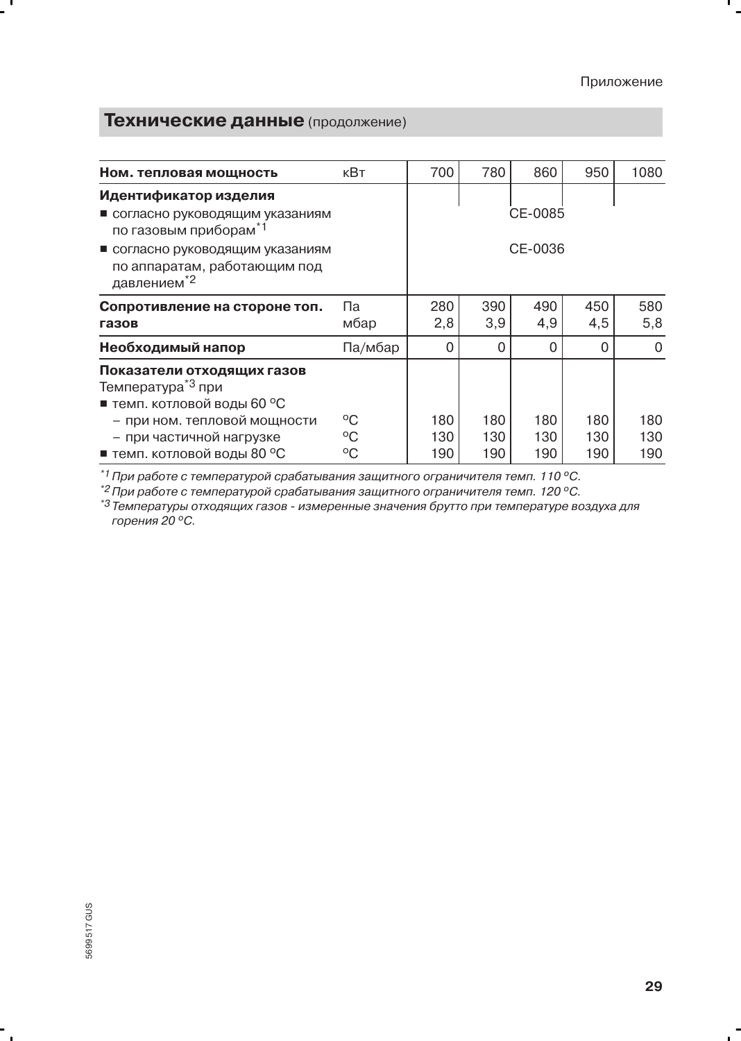## Технические данные (продолжение)

| Ном. тепловая мощность | кВт | 700 | 780 | 860 | 950 | 1080 |
|---|---|---|---|---|---|---|
| **Идентификатор изделия** | | | | | | |
| ■ согласно руководящим указаниям по газовым приборам*1 | | | | CE-0085 | | |
| ■ согласно руководящим указаниям по аппаратам, работающим под давлением*2 | | | | CE-0036 | | |
| **Сопротивление на стороне топ. газов** | Па | 280 | 390 | 490 | 450 | 580 |
| | мбар | 2,8 | 3,9 | 4,9 | 4,5 | 5,8 |
| **Необходимый напор** | Па/мбар | 0 | 0 | 0 | 0 | 0 |
| **Показатели отходящих газов** | | | | | | |
| Температура*3 при | | | | | | |
| ■ темп. котловой воды 60 °C | | | | | | |
| – при ном. тепловой мощности | °C | 180 | 180 | 180 | 180 | 180 |
| – при частичной нагрузке | °C | 130 | 130 | 130 | 130 | 130 |
| ■ темп. котловой воды 80 °C | °C | 190 | 190 | 190 | 190 | 190 |

*1 *При работе с температурой срабатывания защитного ограничителя темп. 110 °C.*

*2 *При работе с температурой срабатывания защитного ограничителя темп. 120 °C.*

*3 *Температуры отходящих газов - измеренные значения брутто при температуре воздуха для горения 20 °C.*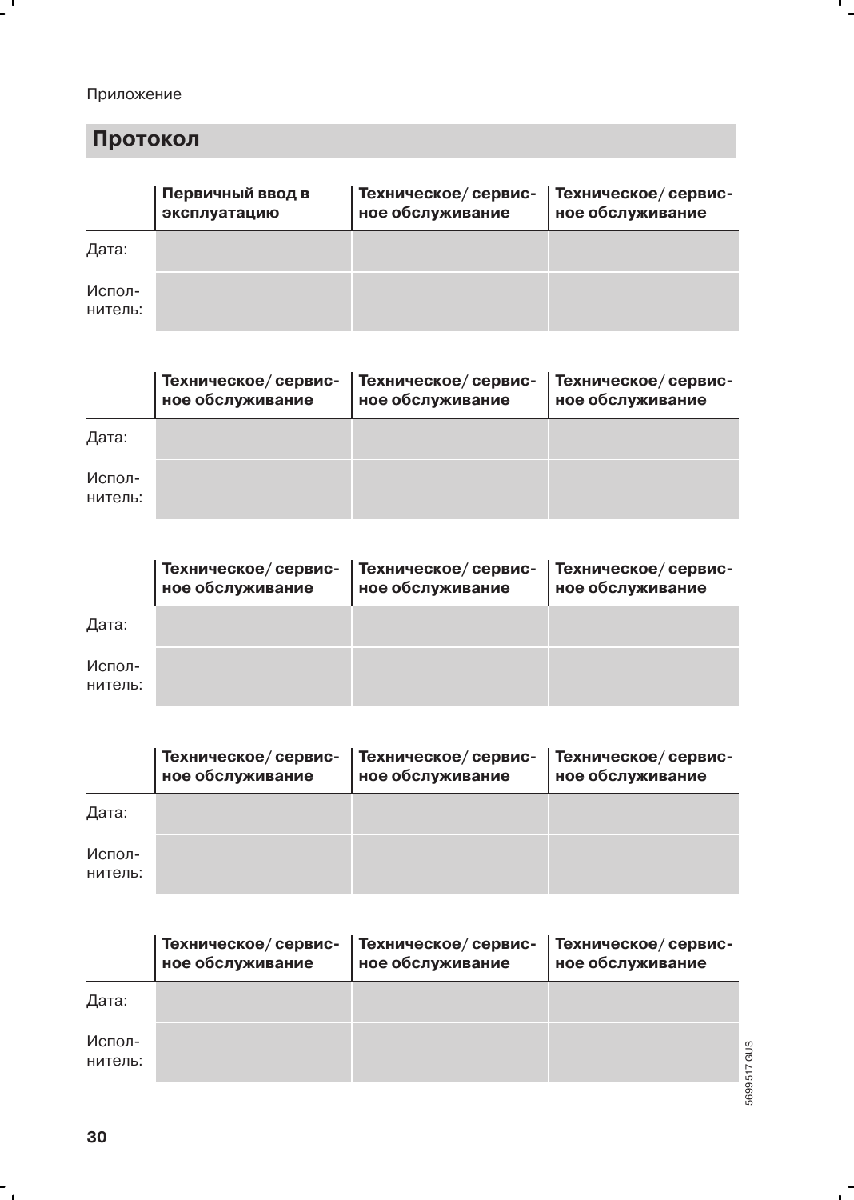Приложение

## Протокол

| | Первичный ввод в эксплуатацию | Техническое/ сервисное обслуживание | Техническое/ сервисное обслуживание |
|---|---|---|---|
| Дата: | | | |
| Исполнитель: | | | |

| | Техническое/ сервисное обслуживание | Техническое/ сервисное обслуживание | Техническое/ сервисное обслуживание |
|---|---|---|---|
| Дата: | | | |
| Исполнитель: | | | |

| | Техническое/ сервисное обслуживание | Техническое/ сервисное обслуживание | Техническое/ сервисное обслуживание |
|---|---|---|---|
| Дата: | | | |
| Исполнитель: | | | |

| | Техническое/ сервисное обслуживание | Техническое/ сервисное обслуживание | Техническое/ сервисное обслуживание |
|---|---|---|---|
| Дата: | | | |
| Исполнитель: | | | |

| | Техническое/ сервисное обслуживание | Техническое/ сервисное обслуживание | Техническое/ сервисное обслуживание |
|---|---|---|---|
| Дата: | | | |
| Исполнитель: | | | |

5699 517 GUS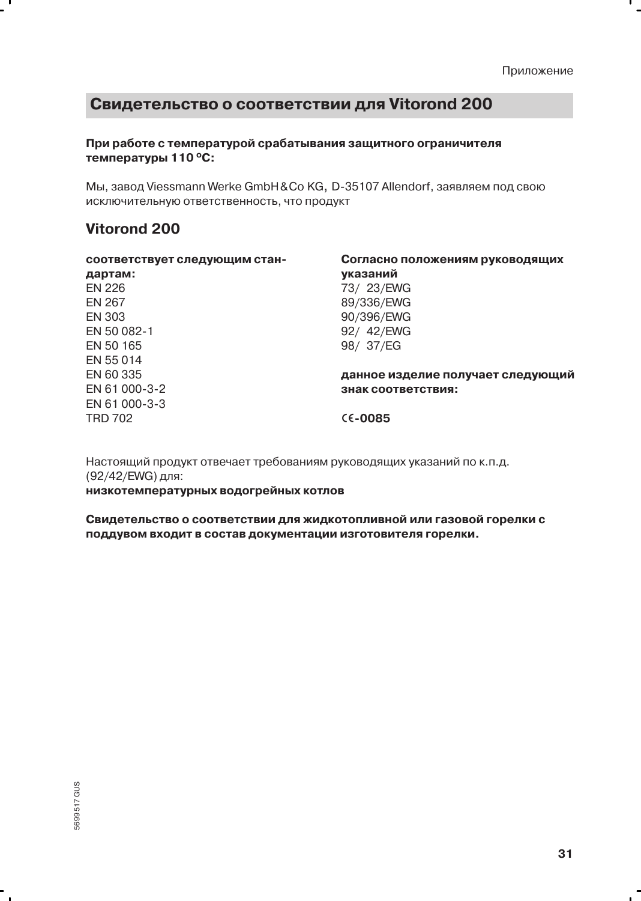## Свидетельство о соответствии для Vitorond 200

**При работе с температурой срабатывания защитного ограничителя температуры 110 ºC:**

Мы, завод Viessmann Werke GmbH&Co KG, D-35107 Allendorf, заявляем под свою исключительную ответственность, что продукт

### Vitorond 200

**соответствует следующим стандартам:**

EN 226
EN 267
EN 303
EN 50 082-1
EN 50 165
EN 55 014
EN 60 335
EN 61 000-3-2
EN 61 000-3-3
TRD 702

**Согласно положениям руководящих указаний**

73/ 23/EWG
89/336/EWG
90/396/EWG
92/ 42/EWG
98/ 37/EG

**данное изделие получает следующий знак соответствия:**

**CE-0085**

Настоящий продукт отвечает требованиям руководящих указаний по к.п.д. (92/42/EWG) для:
**низкотемпературных водогрейных котлов**

**Свидетельство о соответствии для жидкотопливной или газовой горелки с поддувом входит в состав документации изготовителя горелки.**

5699 517 GUS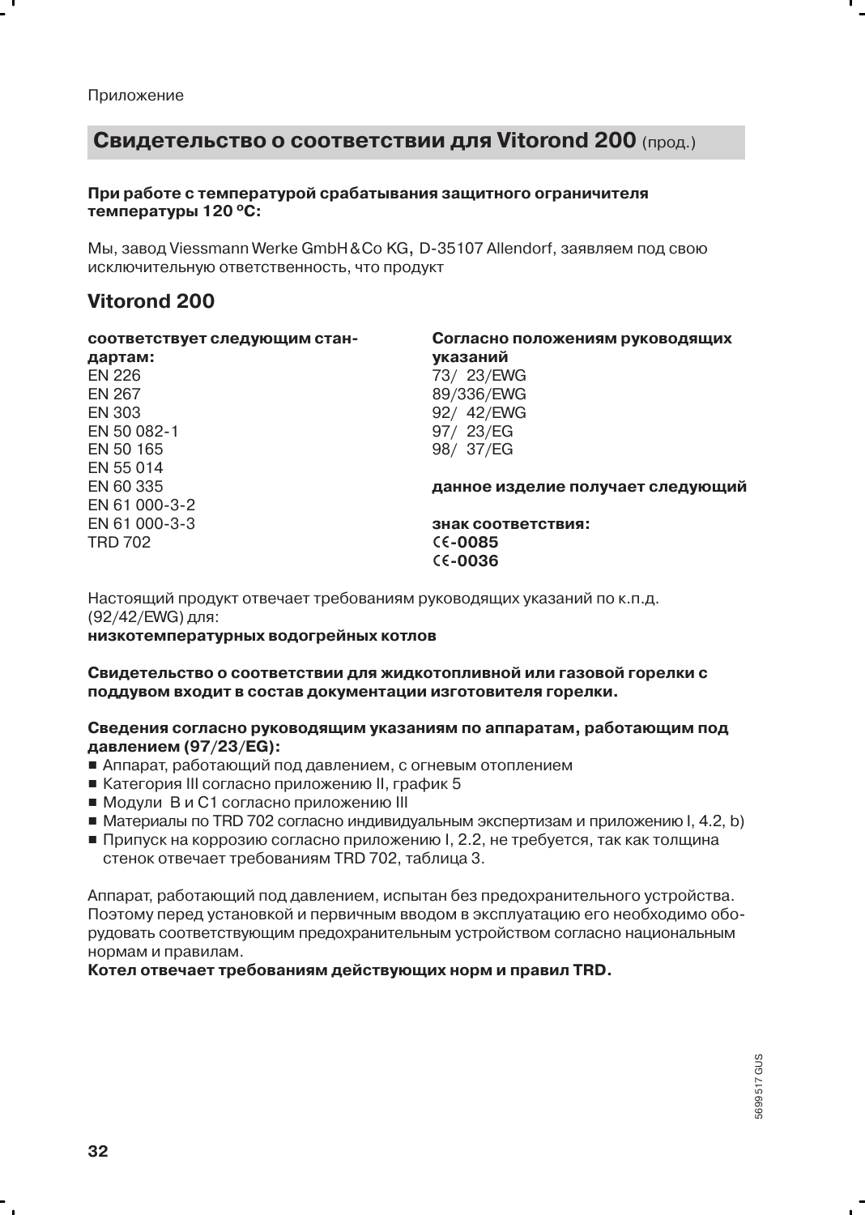Приложение

## Свидетельство о соответствии для Vitorond 200 (прод.)

**При работе с температурой срабатывания защитного ограничителя температуры 120 °C:**

Мы, завод Viessmann Werke GmbH & Co KG, D-35107 Allendorf, заявляем под свою исключительную ответственность, что продукт

### Vitorond 200

**соответствует следующим стандартам:**

EN 226
EN 267
EN 303
EN 50 082-1
EN 50 165
EN 55 014
EN 60 335
EN 61 000-3-2
EN 61 000-3-3
TRD 702

**Согласно положениям руководящих указаний**

73/ 23/EWG
89/336/EWG
92/ 42/EWG
97/ 23/EG
98/ 37/EG

**данное изделие получает следующий**

**знак соответствия:**
**CE-0085**
**CE-0036**

Настоящий продукт отвечает требованиям руководящих указаний по к.п.д. (92/42/EWG) для:
**низкотемпературных водогрейных котлов**

**Свидетельство о соответствии для жидкотопливной или газовой горелки с поддувом входит в состав документации изготовителя горелки.**

**Сведения согласно руководящим указаниям по аппаратам, работающим под давлением (97/23/EG):**

- Аппарат, работающий под давлением, с огневым отоплением
- Категория III согласно приложению II, график 5
- Модули B и C1 согласно приложению III
- Материалы по TRD 702 согласно индивидуальным экспертизам и приложению I, 4.2, b)
- Припуск на коррозию согласно приложению I, 2.2, не требуется, так как толщина стенок отвечает требованиям TRD 702, таблица 3.

Аппарат, работающий под давлением, испытан без предохранительного устройства. Поэтому перед установкой и первичным вводом в эксплуатацию его необходимо оборудовать соответствующим предохранительным устройством согласно национальным нормам и правилам.
**Котел отвечает требованиям действующих норм и правил TRD.**

5699 517 GUS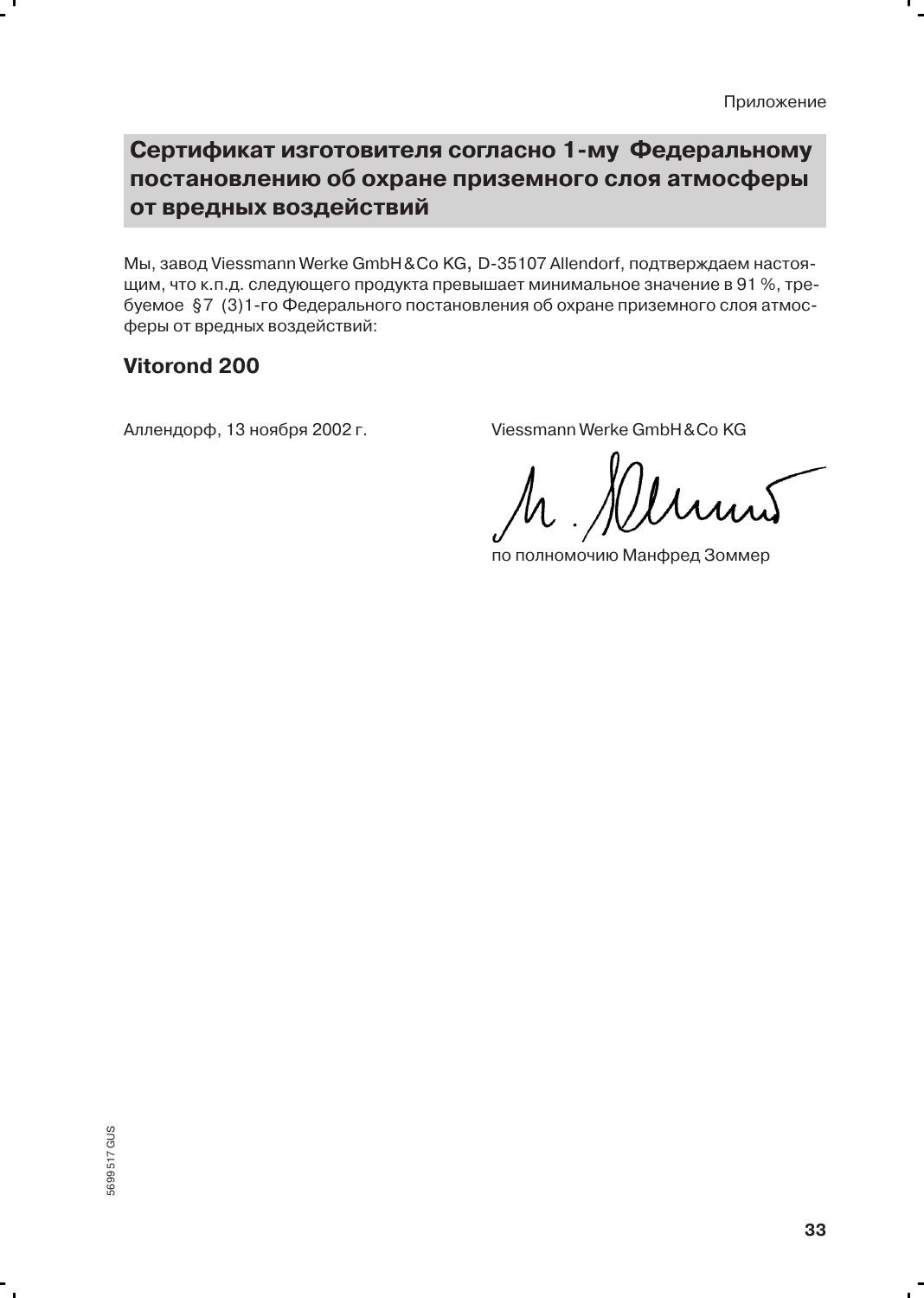## Сертификат изготовителя согласно 1-му Федеральному постановлению об охране приземного слоя атмосферы от вредных воздействий

Мы, завод Viessmann Werke GmbH & Co KG, D-35107 Allendorf, подтверждаем настоящим, что к.п.д. следующего продукта превышает минимальное значение в 91 %, требуемое §7 (3)1-го Федерального постановления об охране приземного слоя атмосферы от вредных воздействий:

**Vitorond 200**

Аллендорф, 13 ноября 2002 г.

Viessmann Werke GmbH & Co KG

по полномочию Манфред Зоммер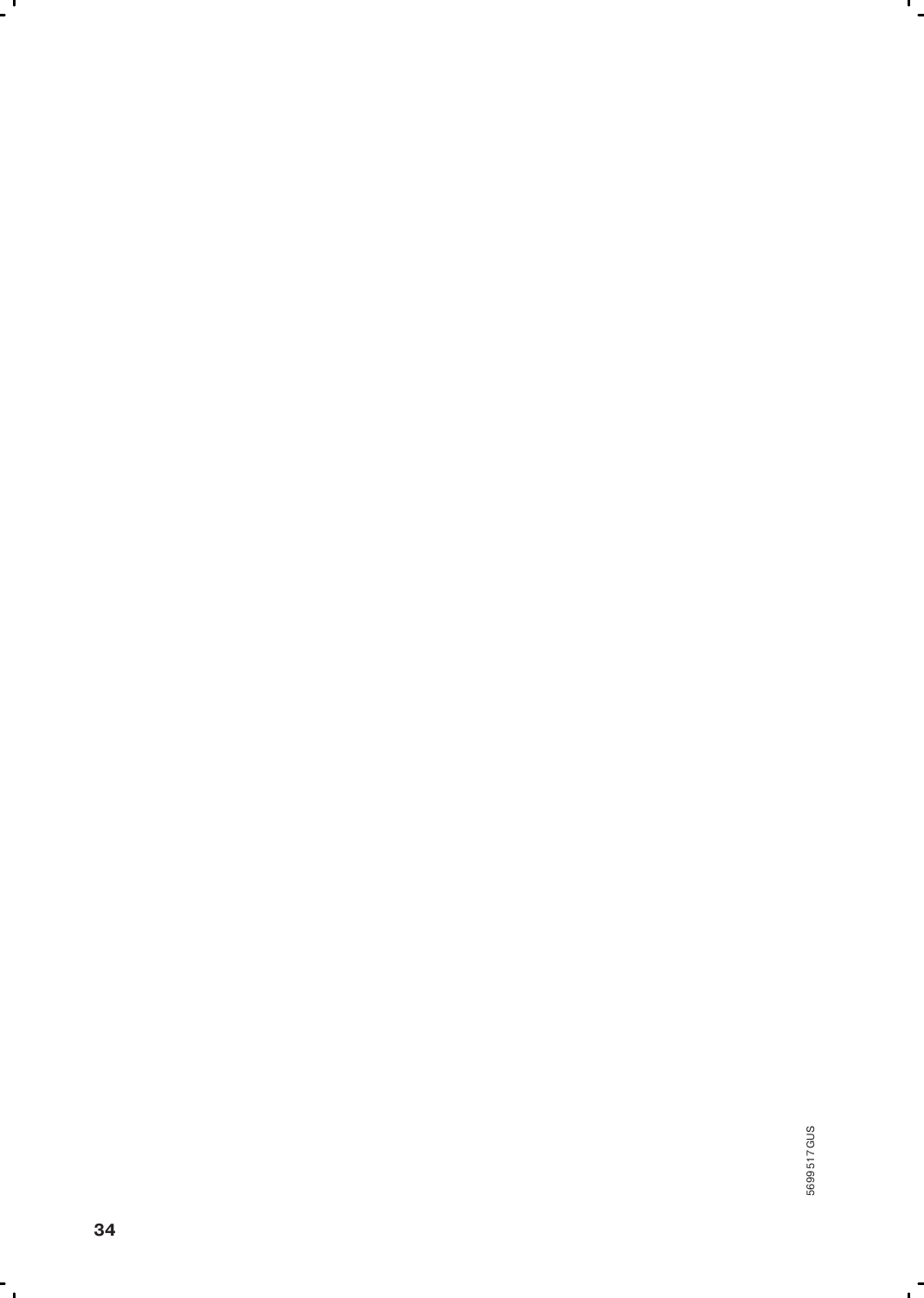5699517GUS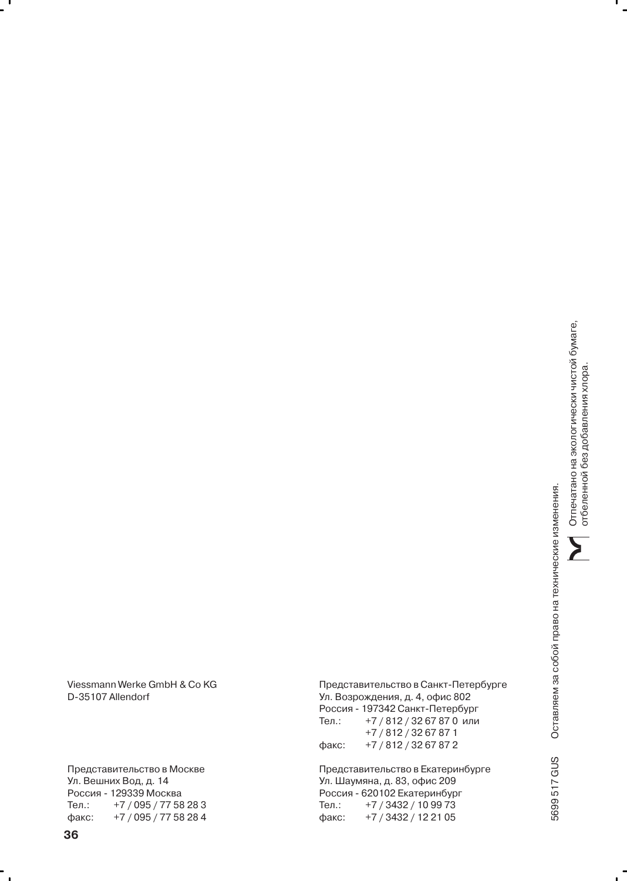Viessmann Werke GmbH & Co KG
D-35107 Allendorf

Представительство в Москве
Ул. Вешних Вод, д. 14
Россия - 129339 Москва
Тел.: +7 / 095 / 77 58 28 3
факс: +7 / 095 / 77 58 28 4

Представительство в Санкт-Петербурге
Ул. Возрождения, д. 4, офис 802
Россия - 197342 Санкт-Петербург
Тел.: +7 / 812 / 32 67 87 0 или
+7 / 812 / 32 67 87 1
факс: +7 / 812 / 32 67 87 2

Представительство в Екатеринбурге
Ул. Шаумяна, д. 83, офис 209
Россия - 620102 Екатеринбург
Тел.: +7 / 3432 / 10 99 73
факс: +7 / 3432 / 12 21 05

5699 517 GUS Оставляем за собой право на технические изменения.

Отпечатано на экологически чистой бумаге, отбеленной без добавления хлора.